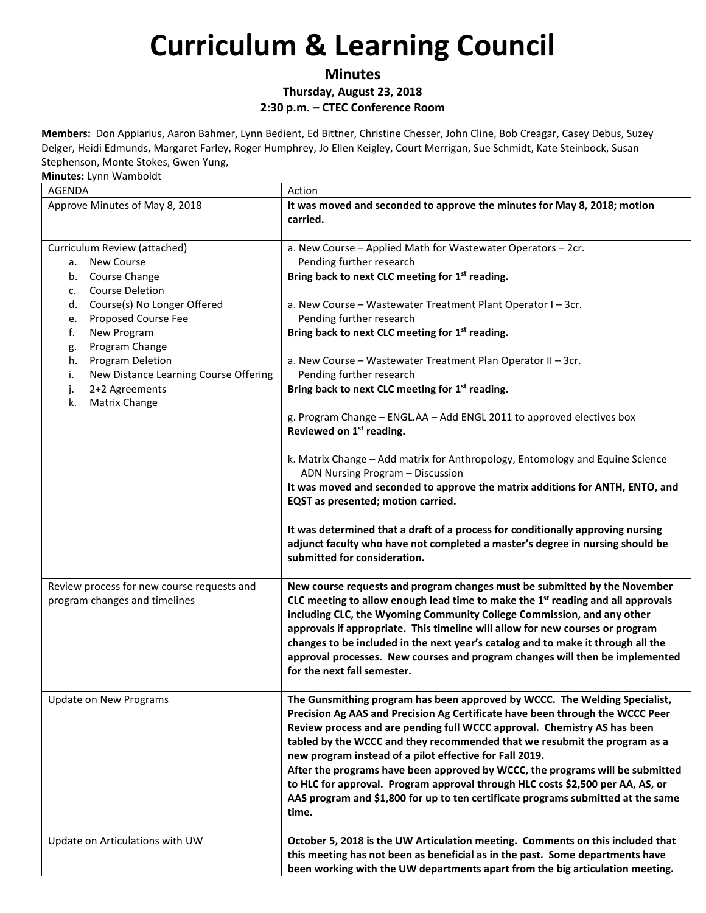# Curriculum & Learning Council

## Minutes

### Thursday, August 23, 2018

### 2:30 p.m. – CTEC Conference Room

**Members:** ~~Don Appiarius~~, Aaron Bahmer, Lynn Bedient, ~~Ed Bittner~~, Christine Chesser, John Cline, Bob Creagar, Casey Debus, Suzey Delger, Heidi Edmunds, Margaret Farley, Roger Humphrey, Jo Ellen Keigley, Court Merrigan, Sue Schmidt, Kate Steinbock, Susan Stephenson, Monte Stokes, Gwen Yung,

**Minutes:** Lynn Wamboldt

| AGENDA | Action |
|---|---|
| Approve Minutes of May 8, 2018 | **It was moved and seconded to approve the minutes for May 8, 2018; motion carried.** |
| Curriculum Review (attached)<br>a. New Course<br>b. Course Change<br>c. Course Deletion<br>d. Course(s) No Longer Offered<br>e. Proposed Course Fee<br>f. New Program<br>g. Program Change<br>h. Program Deletion<br>i. New Distance Learning Course Offering<br>j. 2+2 Agreements<br>k. Matrix Change | a. New Course – Applied Math for Wastewater Operators – 2cr.<br>Pending further research<br>**Bring back to next CLC meeting for 1st reading.**<br><br>a. New Course – Wastewater Treatment Plant Operator I – 3cr.<br>Pending further research<br>**Bring back to next CLC meeting for 1st reading.**<br><br>a. New Course – Wastewater Treatment Plan Operator II – 3cr.<br>Pending further research<br>**Bring back to next CLC meeting for 1st reading.**<br><br>g. Program Change – ENGL.AA – Add ENGL 2011 to approved electives box<br>**Reviewed on 1st reading.**<br><br>k. Matrix Change – Add matrix for Anthropology, Entomology and Equine Science<br>ADN Nursing Program – Discussion<br>**It was moved and seconded to approve the matrix additions for ANTH, ENTO, and EQST as presented; motion carried.**<br><br>**It was determined that a draft of a process for conditionally approving nursing adjunct faculty who have not completed a master's degree in nursing should be submitted for consideration.** |
| Review process for new course requests and program changes and timelines | **New course requests and program changes must be submitted by the November CLC meeting to allow enough lead time to make the 1st reading and all approvals including CLC, the Wyoming Community College Commission, and any other approvals if appropriate. This timeline will allow for new courses or program changes to be included in the next year's catalog and to make it through all the approval processes. New courses and program changes will then be implemented for the next fall semester.** |
| Update on New Programs | **The Gunsmithing program has been approved by WCCC. The Welding Specialist, Precision Ag AAS and Precision Ag Certificate have been through the WCCC Peer Review process and are pending full WCCC approval. Chemistry AS has been tabled by the WCCC and they recommended that we resubmit the program as a new program instead of a pilot effective for Fall 2019.**<br>**After the programs have been approved by WCCC, the programs will be submitted to HLC for approval. Program approval through HLC costs $2,500 per AA, AS, or AAS program and $1,800 for up to ten certificate programs submitted at the same time.** |
| Update on Articulations with UW | **October 5, 2018 is the UW Articulation meeting. Comments on this included that this meeting has not been as beneficial as in the past. Some departments have been working with the UW departments apart from the big articulation meeting.** |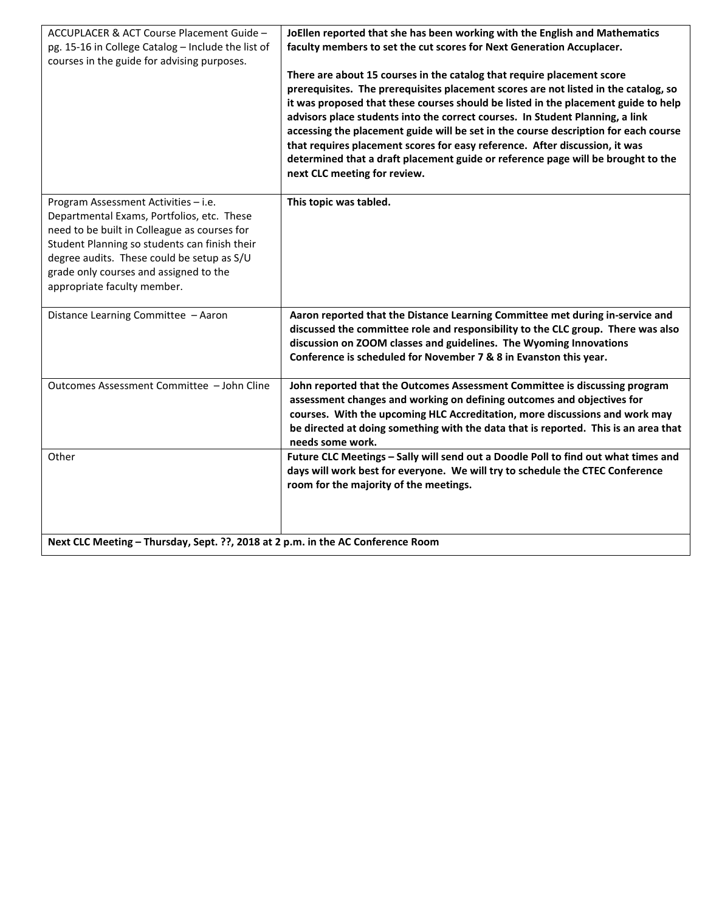| | |
|---|---|
| ACCUPLACER & ACT Course Placement Guide – pg. 15-16 in College Catalog – Include the list of courses in the guide for advising purposes. | **JoEllen reported that she has been working with the English and Mathematics faculty members to set the cut scores for Next Generation Accuplacer.**<br><br>**There are about 15 courses in the catalog that require placement score prerequisites. The prerequisites placement scores are not listed in the catalog, so it was proposed that these courses should be listed in the placement guide to help advisors place students into the correct courses. In Student Planning, a link accessing the placement guide will be set in the course description for each course that requires placement scores for easy reference. After discussion, it was determined that a draft placement guide or reference page will be brought to the next CLC meeting for review.** |
| Program Assessment Activities – i.e. Departmental Exams, Portfolios, etc. These need to be built in Colleague as courses for Student Planning so students can finish their degree audits. These could be setup as S/U grade only courses and assigned to the appropriate faculty member. | **This topic was tabled.** |
| Distance Learning Committee – Aaron | **Aaron reported that the Distance Learning Committee met during in-service and discussed the committee role and responsibility to the CLC group. There was also discussion on ZOOM classes and guidelines. The Wyoming Innovations Conference is scheduled for November 7 & 8 in Evanston this year.** |
| Outcomes Assessment Committee – John Cline | **John reported that the Outcomes Assessment Committee is discussing program assessment changes and working on defining outcomes and objectives for courses. With the upcoming HLC Accreditation, more discussions and work may be directed at doing something with the data that is reported. This is an area that needs some work.** |
| Other | **Future CLC Meetings – Sally will send out a Doodle Poll to find out what times and days will work best for everyone. We will try to schedule the CTEC Conference room for the majority of the meetings.** |
| **Next CLC Meeting – Thursday, Sept. ??, 2018 at 2 p.m. in the AC Conference Room** | |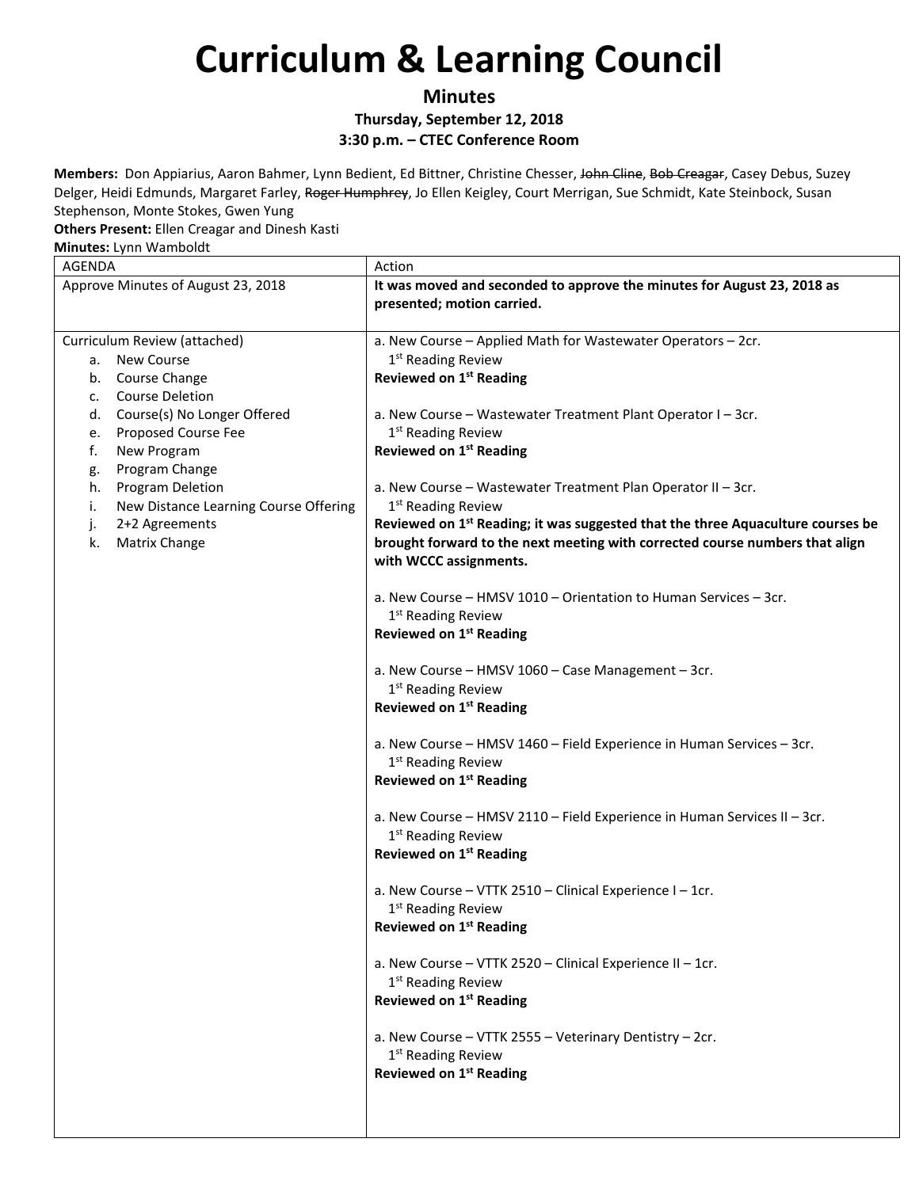# Curriculum & Learning Council

**Minutes**

**Thursday, September 12, 2018**

**3:30 p.m. – CTEC Conference Room**

**Members:** Don Appiarius, Aaron Bahmer, Lynn Bedient, Ed Bittner, Christine Chesser, ~~John Cline~~, ~~Bob Creagar~~, Casey Debus, Suzey Delger, Heidi Edmunds, Margaret Farley, ~~Roger Humphrey~~, Jo Ellen Keigley, Court Merrigan, Sue Schmidt, Kate Steinbock, Susan Stephenson, Monte Stokes, Gwen Yung

**Others Present:** Ellen Creagar and Dinesh Kasti

**Minutes:** Lynn Wamboldt

| AGENDA | Action |
| --- | --- |
| Approve Minutes of August 23, 2018 | **It was moved and seconded to approve the minutes for August 23, 2018 as presented; motion carried.** |
| Curriculum Review (attached)<br>a. New Course<br>b. Course Change<br>c. Course Deletion<br>d. Course(s) No Longer Offered<br>e. Proposed Course Fee<br>f. New Program<br>g. Program Change<br>h. Program Deletion<br>i. New Distance Learning Course Offering<br>j. 2+2 Agreements<br>k. Matrix Change | a. New Course – Applied Math for Wastewater Operators – 2cr.<br>1st Reading Review<br>**Reviewed on 1st Reading**<br><br>a. New Course – Wastewater Treatment Plant Operator I – 3cr.<br>1st Reading Review<br>**Reviewed on 1st Reading**<br><br>a. New Course – Wastewater Treatment Plan Operator II – 3cr.<br>1st Reading Review<br>**Reviewed on 1st Reading; it was suggested that the three Aquaculture courses be brought forward to the next meeting with corrected course numbers that align with WCCC assignments.**<br><br>a. New Course – HMSV 1010 – Orientation to Human Services – 3cr.<br>1st Reading Review<br>**Reviewed on 1st Reading**<br><br>a. New Course – HMSV 1060 – Case Management – 3cr.<br>1st Reading Review<br>**Reviewed on 1st Reading**<br><br>a. New Course – HMSV 1460 – Field Experience in Human Services – 3cr.<br>1st Reading Review<br>**Reviewed on 1st Reading**<br><br>a. New Course – HMSV 2110 – Field Experience in Human Services II – 3cr.<br>1st Reading Review<br>**Reviewed on 1st Reading**<br><br>a. New Course – VTTK 2510 – Clinical Experience I – 1cr.<br>1st Reading Review<br>**Reviewed on 1st Reading**<br><br>a. New Course – VTTK 2520 – Clinical Experience II – 1cr.<br>1st Reading Review<br>**Reviewed on 1st Reading**<br><br>a. New Course – VTTK 2555 – Veterinary Dentistry – 2cr.<br>1st Reading Review<br>**Reviewed on 1st Reading** |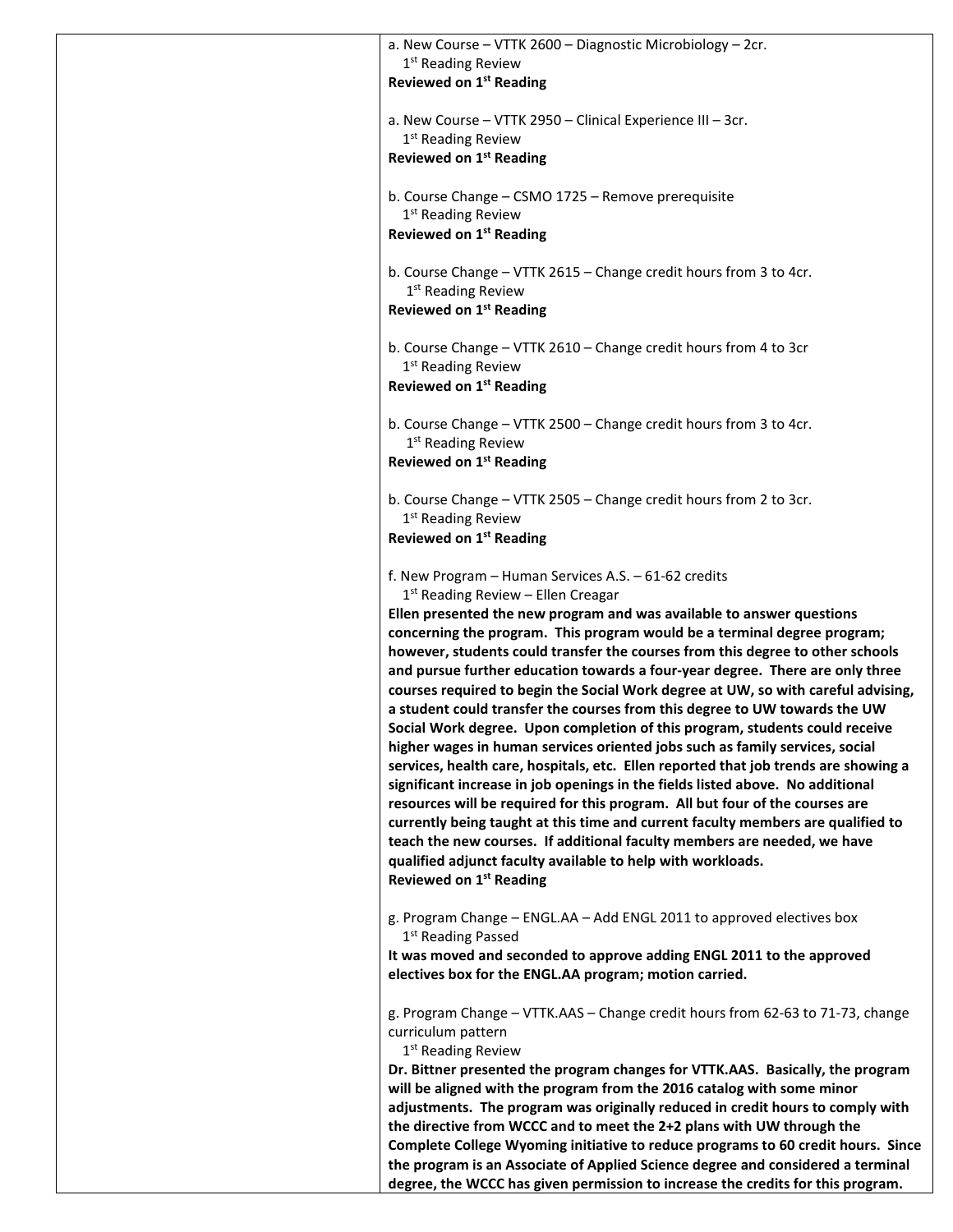a. New Course – VTTK 2600 – Diagnostic Microbiology – 2cr.
1st Reading Review
**Reviewed on 1st Reading**

a. New Course – VTTK 2950 – Clinical Experience III – 3cr.
1st Reading Review
**Reviewed on 1st Reading**

b. Course Change – CSMO 1725 – Remove prerequisite
1st Reading Review
**Reviewed on 1st Reading**

b. Course Change – VTTK 2615 – Change credit hours from 3 to 4cr.
1st Reading Review
**Reviewed on 1st Reading**

b. Course Change – VTTK 2610 – Change credit hours from 4 to 3cr
1st Reading Review
**Reviewed on 1st Reading**

b. Course Change – VTTK 2500 – Change credit hours from 3 to 4cr.
1st Reading Review
**Reviewed on 1st Reading**

b. Course Change – VTTK 2505 – Change credit hours from 2 to 3cr.
1st Reading Review
**Reviewed on 1st Reading**

f. New Program – Human Services A.S. – 61-62 credits
1st Reading Review – Ellen Creagar
**Ellen presented the new program and was available to answer questions concerning the program. This program would be a terminal degree program; however, students could transfer the courses from this degree to other schools and pursue further education towards a four-year degree. There are only three courses required to begin the Social Work degree at UW, so with careful advising, a student could transfer the courses from this degree to UW towards the UW Social Work degree. Upon completion of this program, students could receive higher wages in human services oriented jobs such as family services, social services, health care, hospitals, etc. Ellen reported that job trends are showing a significant increase in job openings in the fields listed above. No additional resources will be required for this program. All but four of the courses are currently being taught at this time and current faculty members are qualified to teach the new courses. If additional faculty members are needed, we have qualified adjunct faculty available to help with workloads.**
**Reviewed on 1st Reading**

g. Program Change – ENGL.AA – Add ENGL 2011 to approved electives box
1st Reading Passed
**It was moved and seconded to approve adding ENGL 2011 to the approved electives box for the ENGL.AA program; motion carried.**

g. Program Change – VTTK.AAS – Change credit hours from 62-63 to 71-73, change curriculum pattern
1st Reading Review
**Dr. Bittner presented the program changes for VTTK.AAS. Basically, the program will be aligned with the program from the 2016 catalog with some minor adjustments. The program was originally reduced in credit hours to comply with the directive from WCCC and to meet the 2+2 plans with UW through the Complete College Wyoming initiative to reduce programs to 60 credit hours. Since the program is an Associate of Applied Science degree and considered a terminal degree, the WCCC has given permission to increase the credits for this program.**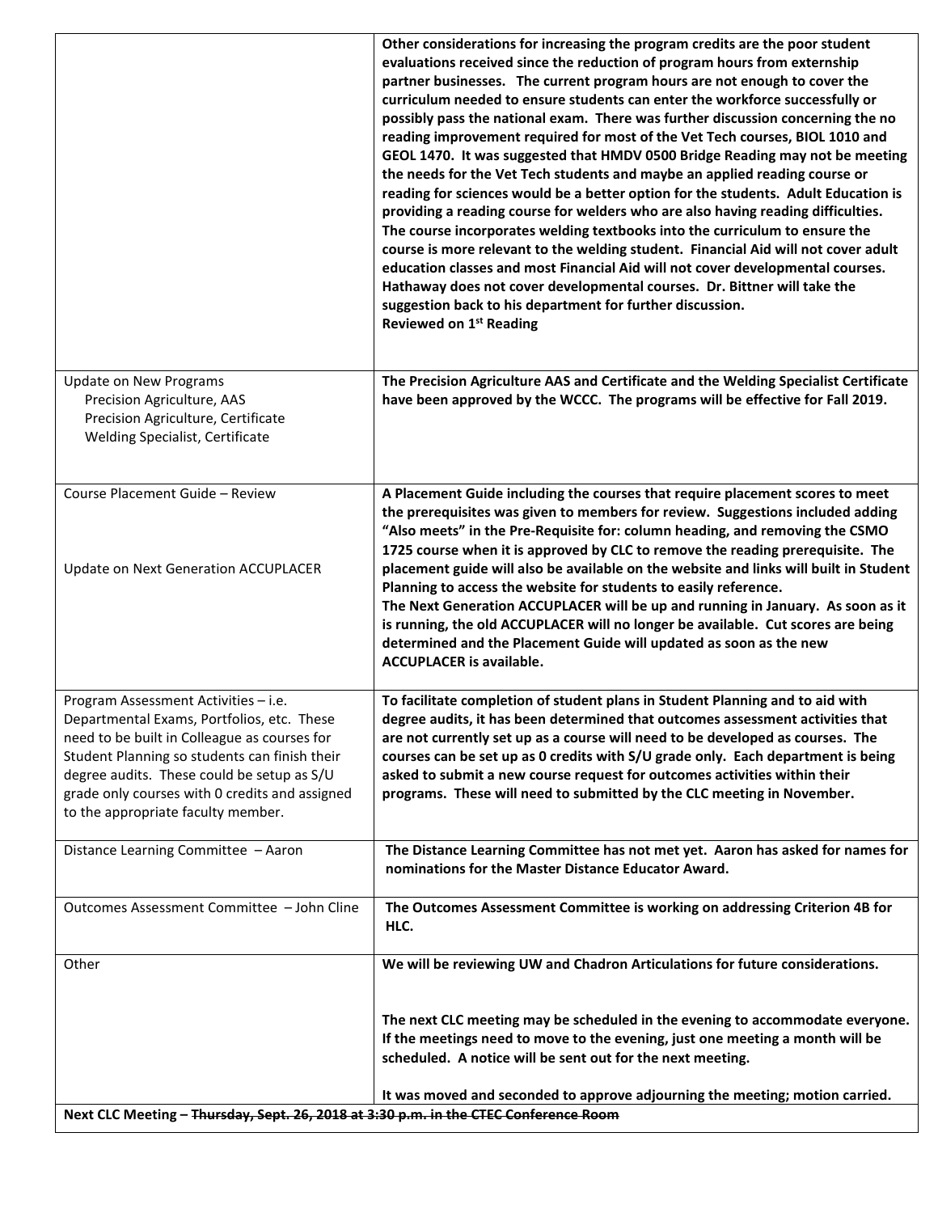| | |
|---|---|
| | **Other considerations for increasing the program credits are the poor student evaluations received since the reduction of program hours from externship partner businesses. The current program hours are not enough to cover the curriculum needed to ensure students can enter the workforce successfully or possibly pass the national exam. There was further discussion concerning the no reading improvement required for most of the Vet Tech courses, BIOL 1010 and GEOL 1470. It was suggested that HMDV 0500 Bridge Reading may not be meeting the needs for the Vet Tech students and maybe an applied reading course or reading for sciences would be a better option for the students. Adult Education is providing a reading course for welders who are also having reading difficulties. The course incorporates welding textbooks into the curriculum to ensure the course is more relevant to the welding student. Financial Aid will not cover adult education classes and most Financial Aid will not cover developmental courses. Hathaway does not cover developmental courses. Dr. Bittner will take the suggestion back to his department for further discussion.**<br>**Reviewed on 1st Reading** |
| Update on New Programs<br>Precision Agriculture, AAS<br>Precision Agriculture, Certificate<br>Welding Specialist, Certificate | **The Precision Agriculture AAS and Certificate and the Welding Specialist Certificate have been approved by the WCCC. The programs will be effective for Fall 2019.** |
| Course Placement Guide – Review<br><br>Update on Next Generation ACCUPLACER | **A Placement Guide including the courses that require placement scores to meet the prerequisites was given to members for review. Suggestions included adding "Also meets" in the Pre-Requisite for: column heading, and removing the CSMO 1725 course when it is approved by CLC to remove the reading prerequisite. The placement guide will also be available on the website and links will built in Student Planning to access the website for students to easily reference.**<br>**The Next Generation ACCUPLACER will be up and running in January. As soon as it is running, the old ACCUPLACER will no longer be available. Cut scores are being determined and the Placement Guide will updated as soon as the new ACCUPLACER is available.** |
| Program Assessment Activities – i.e. Departmental Exams, Portfolios, etc. These need to be built in Colleague as courses for Student Planning so students can finish their degree audits. These could be setup as S/U grade only courses with 0 credits and assigned to the appropriate faculty member. | **To facilitate completion of student plans in Student Planning and to aid with degree audits, it has been determined that outcomes assessment activities that are not currently set up as a course will need to be developed as courses. The courses can be set up as 0 credits with S/U grade only. Each department is being asked to submit a new course request for outcomes activities within their programs. These will need to submitted by the CLC meeting in November.** |
| Distance Learning Committee – Aaron | **The Distance Learning Committee has not met yet. Aaron has asked for names for nominations for the Master Distance Educator Award.** |
| Outcomes Assessment Committee – John Cline | **The Outcomes Assessment Committee is working on addressing Criterion 4B for HLC.** |
| Other | **We will be reviewing UW and Chadron Articulations for future considerations.**<br><br>**The next CLC meeting may be scheduled in the evening to accommodate everyone. If the meetings need to move to the evening, just one meeting a month will be scheduled. A notice will be sent out for the next meeting.**<br><br>**It was moved and seconded to approve adjourning the meeting; motion carried.** |
| **Next CLC Meeting – ~~Thursday, Sept. 26, 2018 at 3:30 p.m. in the CTEC Conference Room~~** | |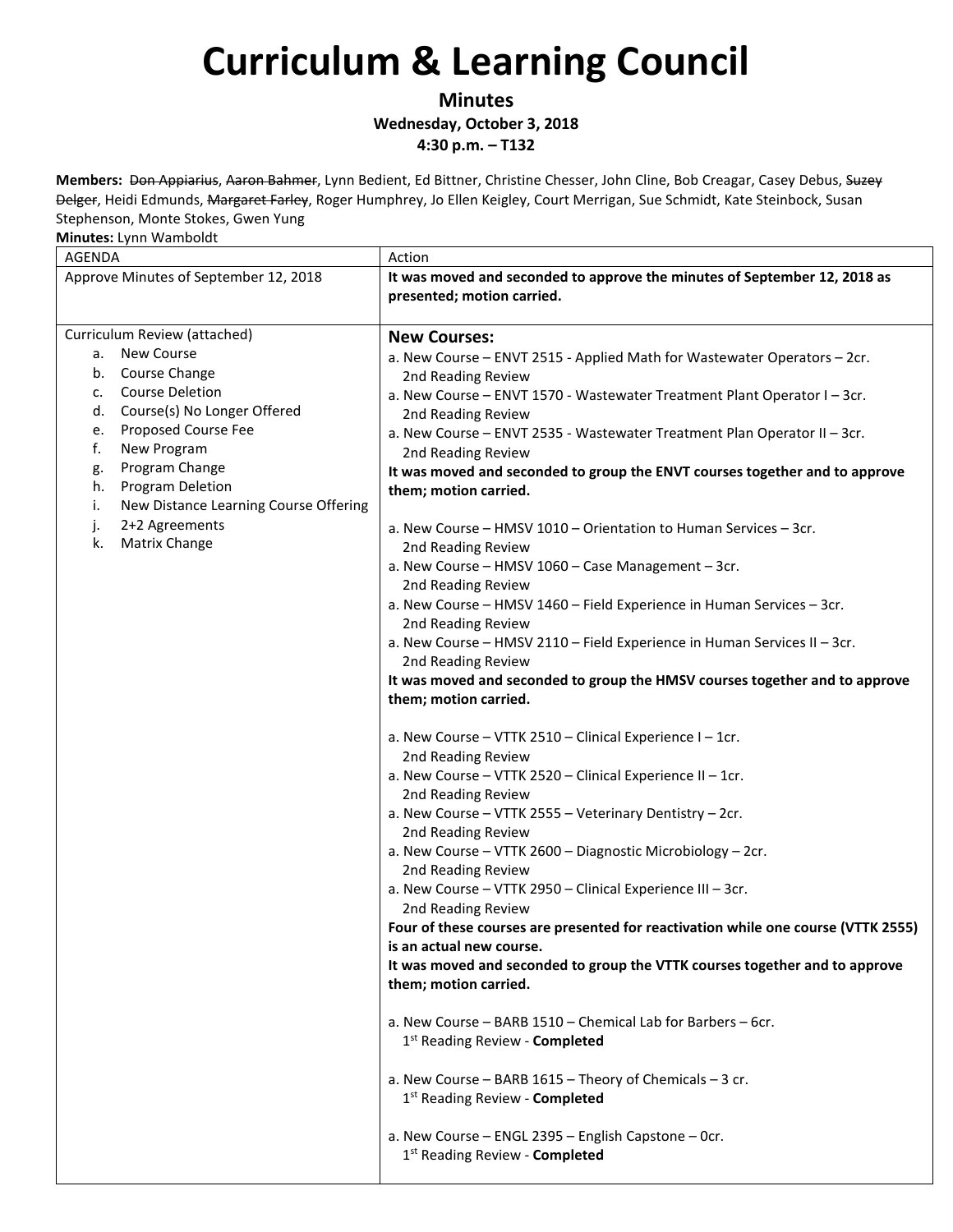# Curriculum & Learning Council

**Minutes**

**Wednesday, October 3, 2018**

**4:30 p.m. – T132**

**Members:** ~~Don Appiarius~~, ~~Aaron Bahmer~~, Lynn Bedient, Ed Bittner, Christine Chesser, John Cline, Bob Creagar, Casey Debus, ~~Suzey Delger~~, Heidi Edmunds, ~~Margaret Farley~~, Roger Humphrey, Jo Ellen Keigley, Court Merrigan, Sue Schmidt, Kate Steinbock, Susan Stephenson, Monte Stokes, Gwen Yung

**Minutes:** Lynn Wamboldt

| AGENDA | Action |
|---|---|
| Approve Minutes of September 12, 2018 | **It was moved and seconded to approve the minutes of September 12, 2018 as presented; motion carried.** |
| Curriculum Review (attached)<br>a. New Course<br>b. Course Change<br>c. Course Deletion<br>d. Course(s) No Longer Offered<br>e. Proposed Course Fee<br>f. New Program<br>g. Program Change<br>h. Program Deletion<br>i. New Distance Learning Course Offering<br>j. 2+2 Agreements<br>k. Matrix Change | **New Courses:**<br>a. New Course – ENVT 2515 - Applied Math for Wastewater Operators – 2cr. 2nd Reading Review<br>a. New Course – ENVT 1570 - Wastewater Treatment Plant Operator I – 3cr. 2nd Reading Review<br>a. New Course – ENVT 2535 - Wastewater Treatment Plan Operator II – 3cr. 2nd Reading Review<br>**It was moved and seconded to group the ENVT courses together and to approve them; motion carried.**<br><br>a. New Course – HMSV 1010 – Orientation to Human Services – 3cr. 2nd Reading Review<br>a. New Course – HMSV 1060 – Case Management – 3cr. 2nd Reading Review<br>a. New Course – HMSV 1460 – Field Experience in Human Services – 3cr. 2nd Reading Review<br>a. New Course – HMSV 2110 – Field Experience in Human Services II – 3cr. 2nd Reading Review<br>**It was moved and seconded to group the HMSV courses together and to approve them; motion carried.**<br><br>a. New Course – VTTK 2510 – Clinical Experience I – 1cr. 2nd Reading Review<br>a. New Course – VTTK 2520 – Clinical Experience II – 1cr. 2nd Reading Review<br>a. New Course – VTTK 2555 – Veterinary Dentistry – 2cr. 2nd Reading Review<br>a. New Course – VTTK 2600 – Diagnostic Microbiology – 2cr. 2nd Reading Review<br>a. New Course – VTTK 2950 – Clinical Experience III – 3cr. 2nd Reading Review<br>**Four of these courses are presented for reactivation while one course (VTTK 2555) is an actual new course.**<br>**It was moved and seconded to group the VTTK courses together and to approve them; motion carried.**<br><br>a. New Course – BARB 1510 – Chemical Lab for Barbers – 6cr. 1st Reading Review - **Completed**<br><br>a. New Course – BARB 1615 – Theory of Chemicals – 3 cr. 1st Reading Review - **Completed**<br><br>a. New Course – ENGL 2395 – English Capstone – 0cr. 1st Reading Review - **Completed** |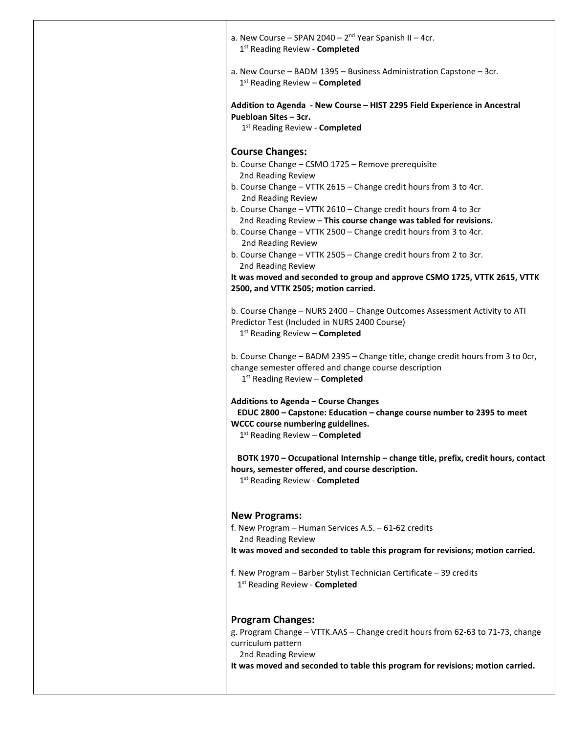a. New Course – SPAN 2040 – 2nd Year Spanish II – 4cr.
1st Reading Review - **Completed**

a. New Course – BADM 1395 – Business Administration Capstone – 3cr.
1st Reading Review – **Completed**

**Addition to Agenda - New Course – HIST 2295 Field Experience in Ancestral Puebloan Sites – 3cr.**
1st Reading Review - **Completed**

## Course Changes:

b. Course Change – CSMO 1725 – Remove prerequisite
2nd Reading Review

b. Course Change – VTTK 2615 – Change credit hours from 3 to 4cr.
2nd Reading Review

b. Course Change – VTTK 2610 – Change credit hours from 4 to 3cr
2nd Reading Review – **This course change was tabled for revisions.**

b. Course Change – VTTK 2500 – Change credit hours from 3 to 4cr.
2nd Reading Review

b. Course Change – VTTK 2505 – Change credit hours from 2 to 3cr.
2nd Reading Review

**It was moved and seconded to group and approve CSMO 1725, VTTK 2615, VTTK 2500, and VTTK 2505; motion carried.**

b. Course Change – NURS 2400 – Change Outcomes Assessment Activity to ATI Predictor Test (Included in NURS 2400 Course)
1st Reading Review – **Completed**

b. Course Change – BADM 2395 – Change title, change credit hours from 3 to 0cr, change semester offered and change course description
1st Reading Review – **Completed**

**Additions to Agenda – Course Changes**

**EDUC 2800 – Capstone: Education – change course number to 2395 to meet WCCC course numbering guidelines.**
1st Reading Review – **Completed**

**BOTK 1970 – Occupational Internship – change title, prefix, credit hours, contact hours, semester offered, and course description.**
1st Reading Review - **Completed**

## New Programs:

f. New Program – Human Services A.S. – 61-62 credits
2nd Reading Review

**It was moved and seconded to table this program for revisions; motion carried.**

f. New Program – Barber Stylist Technician Certificate – 39 credits
1st Reading Review - **Completed**

## Program Changes:

g. Program Change – VTTK.AAS – Change credit hours from 62-63 to 71-73, change curriculum pattern
2nd Reading Review

**It was moved and seconded to table this program for revisions; motion carried.**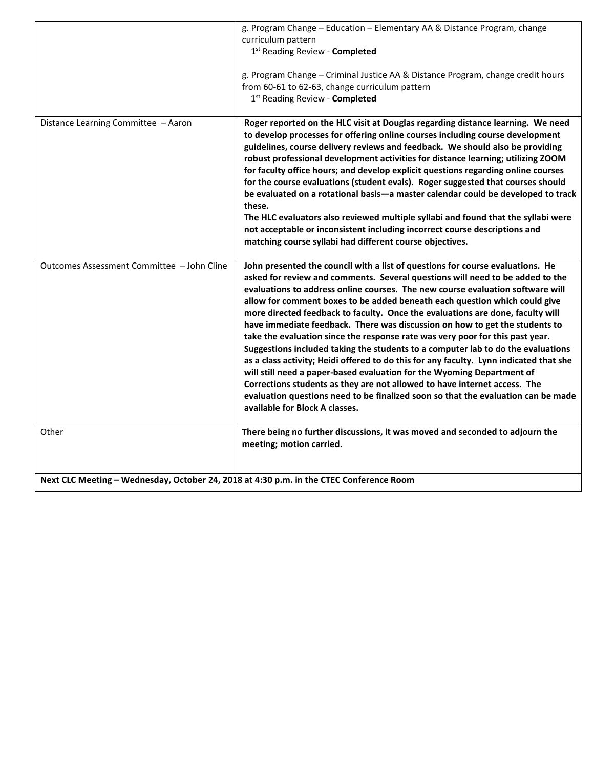| | |
|---|---|
| | g. Program Change – Education – Elementary AA & Distance Program, change curriculum pattern<br>1st Reading Review - **Completed**<br><br>g. Program Change – Criminal Justice AA & Distance Program, change credit hours from 60-61 to 62-63, change curriculum pattern<br>1st Reading Review - **Completed** |
| Distance Learning Committee – Aaron | **Roger reported on the HLC visit at Douglas regarding distance learning. We need to develop processes for offering online courses including course development guidelines, course delivery reviews and feedback. We should also be providing robust professional development activities for distance learning; utilizing ZOOM for faculty office hours; and develop explicit questions regarding online courses for the course evaluations (student evals). Roger suggested that courses should be evaluated on a rotational basis—a master calendar could be developed to track these.**<br>**The HLC evaluators also reviewed multiple syllabi and found that the syllabi were not acceptable or inconsistent including incorrect course descriptions and matching course syllabi had different course objectives.** |
| Outcomes Assessment Committee – John Cline | **John presented the council with a list of questions for course evaluations. He asked for review and comments. Several questions will need to be added to the evaluations to address online courses. The new course evaluation software will allow for comment boxes to be added beneath each question which could give more directed feedback to faculty. Once the evaluations are done, faculty will have immediate feedback. There was discussion on how to get the students to take the evaluation since the response rate was very poor for this past year. Suggestions included taking the students to a computer lab to do the evaluations as a class activity; Heidi offered to do this for any faculty. Lynn indicated that she will still need a paper-based evaluation for the Wyoming Department of Corrections students as they are not allowed to have internet access. The evaluation questions need to be finalized soon so that the evaluation can be made available for Block A classes.** |
| Other | **There being no further discussions, it was moved and seconded to adjourn the meeting; motion carried.** |
| **Next CLC Meeting – Wednesday, October 24, 2018 at 4:30 p.m. in the CTEC Conference Room** | |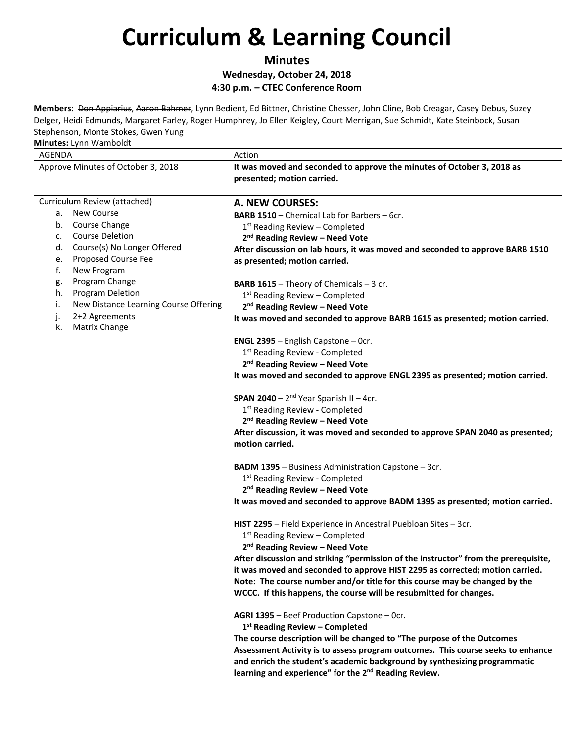# Curriculum & Learning Council

**Minutes**

**Wednesday, October 24, 2018**

**4:30 p.m. – CTEC Conference Room**

**Members:** ~~Don Appiarius~~, ~~Aaron Bahmer~~, Lynn Bedient, Ed Bittner, Christine Chesser, John Cline, Bob Creagar, Casey Debus, Suzey Delger, Heidi Edmunds, Margaret Farley, Roger Humphrey, Jo Ellen Keigley, Court Merrigan, Sue Schmidt, Kate Steinbock, ~~Susan Stephenson~~, Monte Stokes, Gwen Yung

**Minutes:** Lynn Wamboldt

| AGENDA | Action |
|---|---|
| Approve Minutes of October 3, 2018 | **It was moved and seconded to approve the minutes of October 3, 2018 as presented; motion carried.** |
| Curriculum Review (attached)<br>a. New Course<br>b. Course Change<br>c. Course Deletion<br>d. Course(s) No Longer Offered<br>e. Proposed Course Fee<br>f. New Program<br>g. Program Change<br>h. Program Deletion<br>i. New Distance Learning Course Offering<br>j. 2+2 Agreements<br>k. Matrix Change | **A. NEW COURSES:**<br>**BARB 1510** – Chemical Lab for Barbers – 6cr.<br>1st Reading Review – Completed<br>**2nd Reading Review – Need Vote**<br>**After discussion on lab hours, it was moved and seconded to approve BARB 1510 as presented; motion carried.**<br><br>**BARB 1615** – Theory of Chemicals – 3 cr.<br>1st Reading Review – Completed<br>**2nd Reading Review – Need Vote**<br>**It was moved and seconded to approve BARB 1615 as presented; motion carried.**<br><br>**ENGL 2395** – English Capstone – 0cr.<br>1st Reading Review - Completed<br>**2nd Reading Review – Need Vote**<br>**It was moved and seconded to approve ENGL 2395 as presented; motion carried.**<br><br>**SPAN 2040** – 2nd Year Spanish II – 4cr.<br>1st Reading Review - Completed<br>**2nd Reading Review – Need Vote**<br>**After discussion, it was moved and seconded to approve SPAN 2040 as presented; motion carried.**<br><br>**BADM 1395** – Business Administration Capstone – 3cr.<br>1st Reading Review - Completed<br>**2nd Reading Review – Need Vote**<br>**It was moved and seconded to approve BADM 1395 as presented; motion carried.**<br><br>**HIST 2295** – Field Experience in Ancestral Puebloan Sites – 3cr.<br>1st Reading Review – Completed<br>**2nd Reading Review – Need Vote**<br>**After discussion and striking "permission of the instructor" from the prerequisite, it was moved and seconded to approve HIST 2295 as corrected; motion carried. Note: The course number and/or title for this course may be changed by the WCCC. If this happens, the course will be resubmitted for changes.**<br><br>**AGRI 1395** – Beef Production Capstone – 0cr.<br>**1st Reading Review – Completed**<br>**The course description will be changed to "The purpose of the Outcomes Assessment Activity is to assess program outcomes. This course seeks to enhance and enrich the student's academic background by synthesizing programmatic learning and experience" for the 2nd Reading Review.** |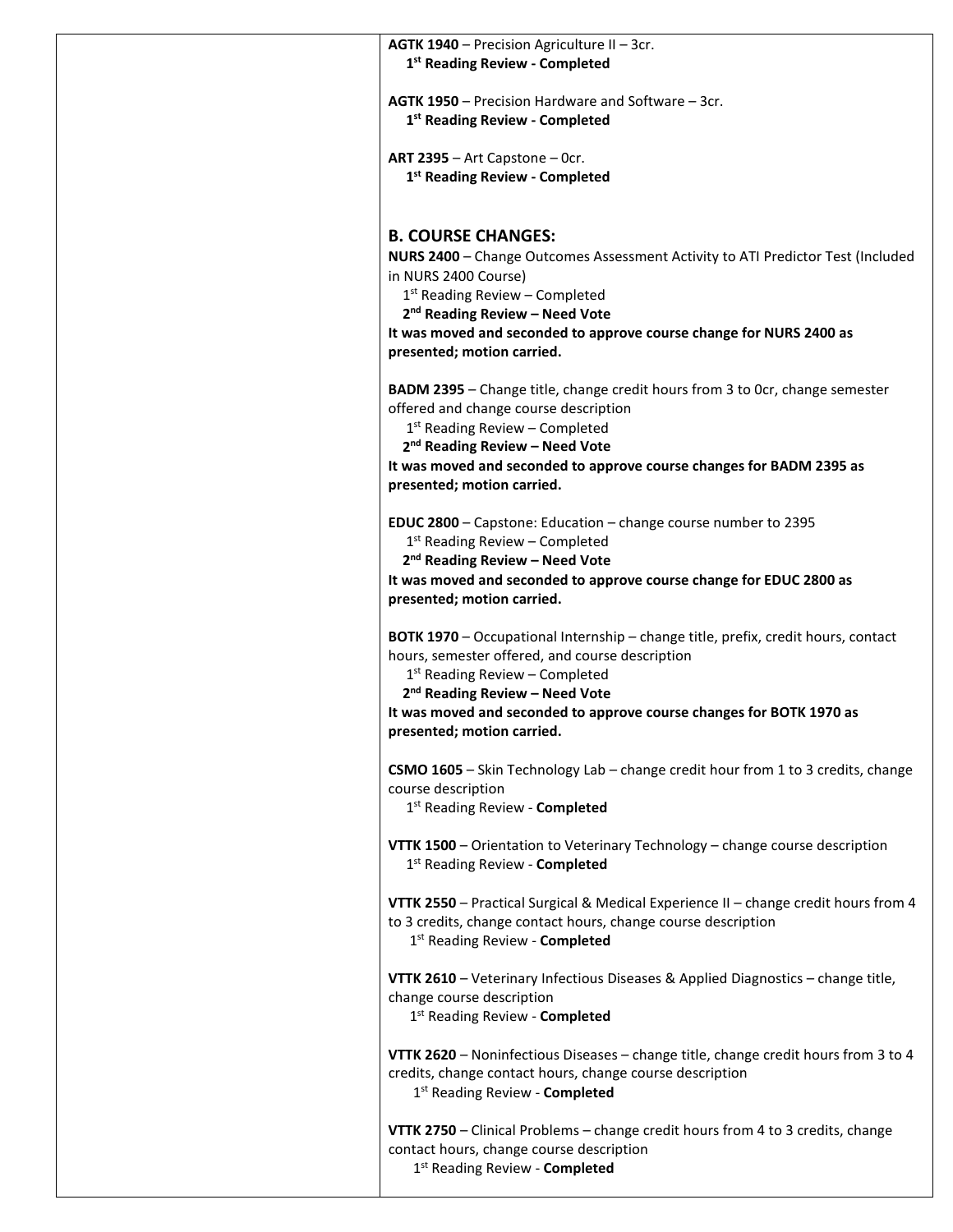**AGTK 1940** – Precision Agriculture II – 3cr.
**1st Reading Review - Completed**

**AGTK 1950** – Precision Hardware and Software – 3cr.
**1st Reading Review - Completed**

**ART 2395** – Art Capstone – 0cr.
**1st Reading Review - Completed**

## B. COURSE CHANGES:

**NURS 2400** – Change Outcomes Assessment Activity to ATI Predictor Test (Included in NURS 2400 Course)
1st Reading Review – Completed
**2nd Reading Review – Need Vote**
**It was moved and seconded to approve course change for NURS 2400 as presented; motion carried.**

**BADM 2395** – Change title, change credit hours from 3 to 0cr, change semester offered and change course description
1st Reading Review – Completed
**2nd Reading Review – Need Vote**
**It was moved and seconded to approve course changes for BADM 2395 as presented; motion carried.**

**EDUC 2800** – Capstone: Education – change course number to 2395
1st Reading Review – Completed
**2nd Reading Review – Need Vote**
**It was moved and seconded to approve course change for EDUC 2800 as presented; motion carried.**

**BOTK 1970** – Occupational Internship – change title, prefix, credit hours, contact hours, semester offered, and course description
1st Reading Review – Completed
**2nd Reading Review – Need Vote**
**It was moved and seconded to approve course changes for BOTK 1970 as presented; motion carried.**

**CSMO 1605** – Skin Technology Lab – change credit hour from 1 to 3 credits, change course description
1st Reading Review - **Completed**

**VTTK 1500** – Orientation to Veterinary Technology – change course description
1st Reading Review - **Completed**

**VTTK 2550** – Practical Surgical & Medical Experience II – change credit hours from 4 to 3 credits, change contact hours, change course description
1st Reading Review - **Completed**

**VTTK 2610** – Veterinary Infectious Diseases & Applied Diagnostics – change title, change course description
1st Reading Review - **Completed**

**VTTK 2620** – Noninfectious Diseases – change title, change credit hours from 3 to 4 credits, change contact hours, change course description
1st Reading Review - **Completed**

**VTTK 2750** – Clinical Problems – change credit hours from 4 to 3 credits, change contact hours, change course description
1st Reading Review - **Completed**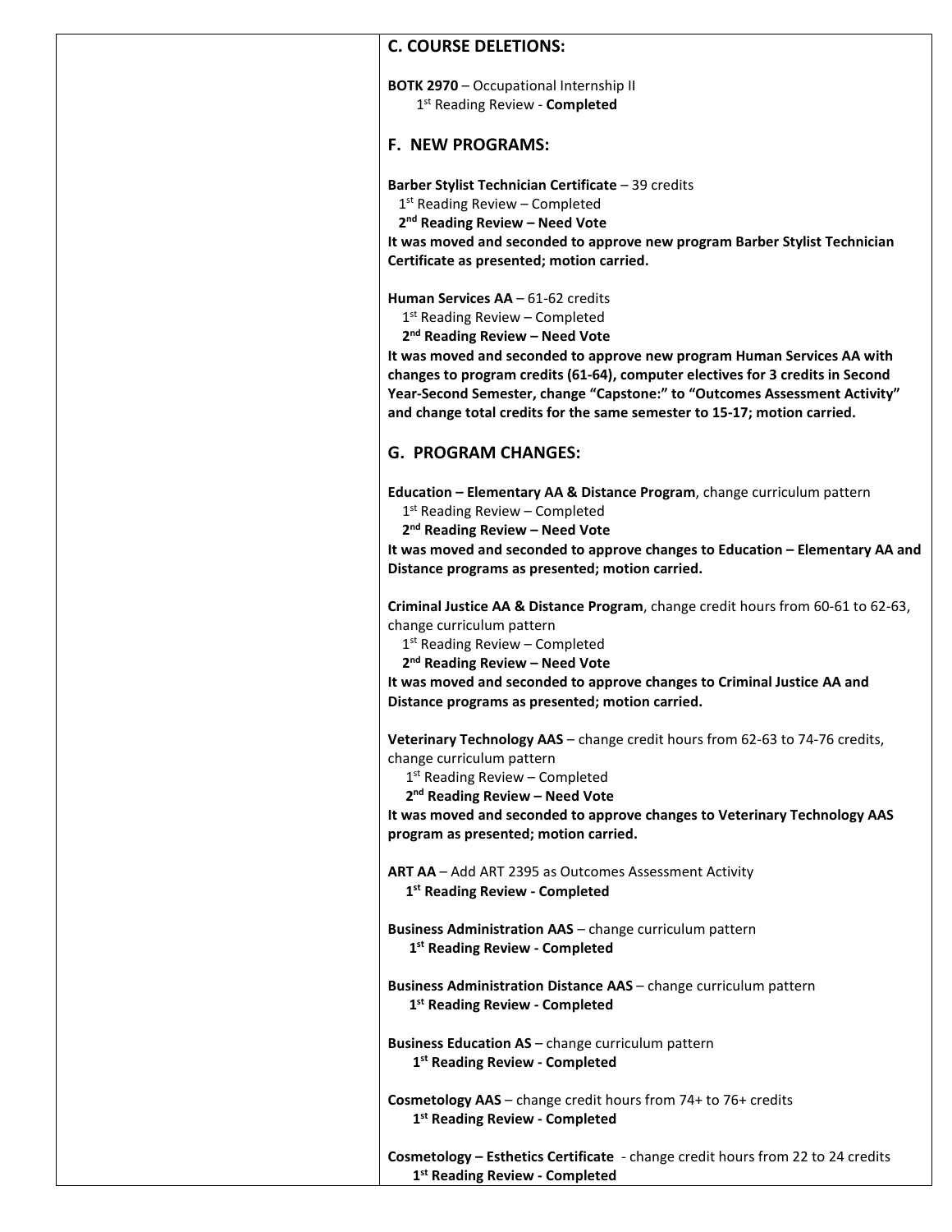## C. COURSE DELETIONS:

**BOTK 2970** – Occupational Internship II
1st Reading Review - **Completed**

## F. NEW PROGRAMS:

**Barber Stylist Technician Certificate** – 39 credits
1st Reading Review – Completed
**2nd Reading Review – Need Vote**
**It was moved and seconded to approve new program Barber Stylist Technician Certificate as presented; motion carried.**

**Human Services AA** – 61-62 credits
1st Reading Review – Completed
**2nd Reading Review – Need Vote**
**It was moved and seconded to approve new program Human Services AA with changes to program credits (61-64), computer electives for 3 credits in Second Year-Second Semester, change "Capstone:" to "Outcomes Assessment Activity" and change total credits for the same semester to 15-17; motion carried.**

## G. PROGRAM CHANGES:

**Education – Elementary AA & Distance Program**, change curriculum pattern
1st Reading Review – Completed
**2nd Reading Review – Need Vote**
**It was moved and seconded to approve changes to Education – Elementary AA and Distance programs as presented; motion carried.**

**Criminal Justice AA & Distance Program**, change credit hours from 60-61 to 62-63, change curriculum pattern
1st Reading Review – Completed
**2nd Reading Review – Need Vote**
**It was moved and seconded to approve changes to Criminal Justice AA and Distance programs as presented; motion carried.**

**Veterinary Technology AAS** – change credit hours from 62-63 to 74-76 credits, change curriculum pattern
1st Reading Review – Completed
**2nd Reading Review – Need Vote**
**It was moved and seconded to approve changes to Veterinary Technology AAS program as presented; motion carried.**

**ART AA** – Add ART 2395 as Outcomes Assessment Activity
**1st Reading Review - Completed**

**Business Administration AAS** – change curriculum pattern
**1st Reading Review - Completed**

**Business Administration Distance AAS** – change curriculum pattern
**1st Reading Review - Completed**

**Business Education AS** – change curriculum pattern
**1st Reading Review - Completed**

**Cosmetology AAS** – change credit hours from 74+ to 76+ credits
**1st Reading Review - Completed**

**Cosmetology – Esthetics Certificate** - change credit hours from 22 to 24 credits
**1st Reading Review - Completed**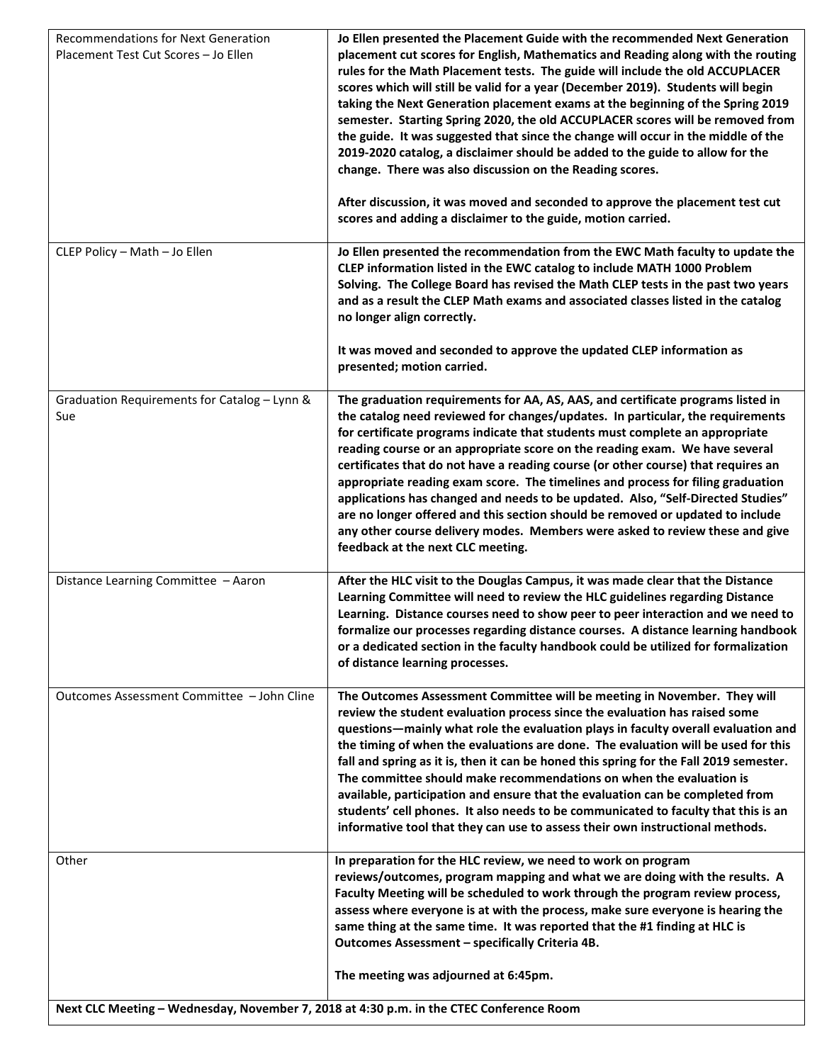| | |
|---|---|
| Recommendations for Next Generation Placement Test Cut Scores – Jo Ellen | **Jo Ellen presented the Placement Guide with the recommended Next Generation placement cut scores for English, Mathematics and Reading along with the routing rules for the Math Placement tests. The guide will include the old ACCUPLACER scores which will still be valid for a year (December 2019). Students will begin taking the Next Generation placement exams at the beginning of the Spring 2019 semester. Starting Spring 2020, the old ACCUPLACER scores will be removed from the guide. It was suggested that since the change will occur in the middle of the 2019-2020 catalog, a disclaimer should be added to the guide to allow for the change. There was also discussion on the Reading scores.**<br><br>**After discussion, it was moved and seconded to approve the placement test cut scores and adding a disclaimer to the guide, motion carried.** |
| CLEP Policy – Math – Jo Ellen | **Jo Ellen presented the recommendation from the EWC Math faculty to update the CLEP information listed in the EWC catalog to include MATH 1000 Problem Solving. The College Board has revised the Math CLEP tests in the past two years and as a result the CLEP Math exams and associated classes listed in the catalog no longer align correctly.**<br><br>**It was moved and seconded to approve the updated CLEP information as presented; motion carried.** |
| Graduation Requirements for Catalog – Lynn & Sue | **The graduation requirements for AA, AS, AAS, and certificate programs listed in the catalog need reviewed for changes/updates. In particular, the requirements for certificate programs indicate that students must complete an appropriate reading course or an appropriate score on the reading exam. We have several certificates that do not have a reading course (or other course) that requires an appropriate reading exam score. The timelines and process for filing graduation applications has changed and needs to be updated. Also, "Self-Directed Studies" are no longer offered and this section should be removed or updated to include any other course delivery modes. Members were asked to review these and give feedback at the next CLC meeting.** |
| Distance Learning Committee – Aaron | **After the HLC visit to the Douglas Campus, it was made clear that the Distance Learning Committee will need to review the HLC guidelines regarding Distance Learning. Distance courses need to show peer to peer interaction and we need to formalize our processes regarding distance courses. A distance learning handbook or a dedicated section in the faculty handbook could be utilized for formalization of distance learning processes.** |
| Outcomes Assessment Committee – John Cline | **The Outcomes Assessment Committee will be meeting in November. They will review the student evaluation process since the evaluation has raised some questions—mainly what role the evaluation plays in faculty overall evaluation and the timing of when the evaluations are done. The evaluation will be used for this fall and spring as it is, then it can be honed this spring for the Fall 2019 semester. The committee should make recommendations on when the evaluation is available, participation and ensure that the evaluation can be completed from students' cell phones. It also needs to be communicated to faculty that this is an informative tool that they can use to assess their own instructional methods.** |
| Other | **In preparation for the HLC review, we need to work on program reviews/outcomes, program mapping and what we are doing with the results. A Faculty Meeting will be scheduled to work through the program review process, assess where everyone is at with the process, make sure everyone is hearing the same thing at the same time. It was reported that the #1 finding at HLC is Outcomes Assessment – specifically Criteria 4B.**<br><br>**The meeting was adjourned at 6:45pm.** |

**Next CLC Meeting – Wednesday, November 7, 2018 at 4:30 p.m. in the CTEC Conference Room**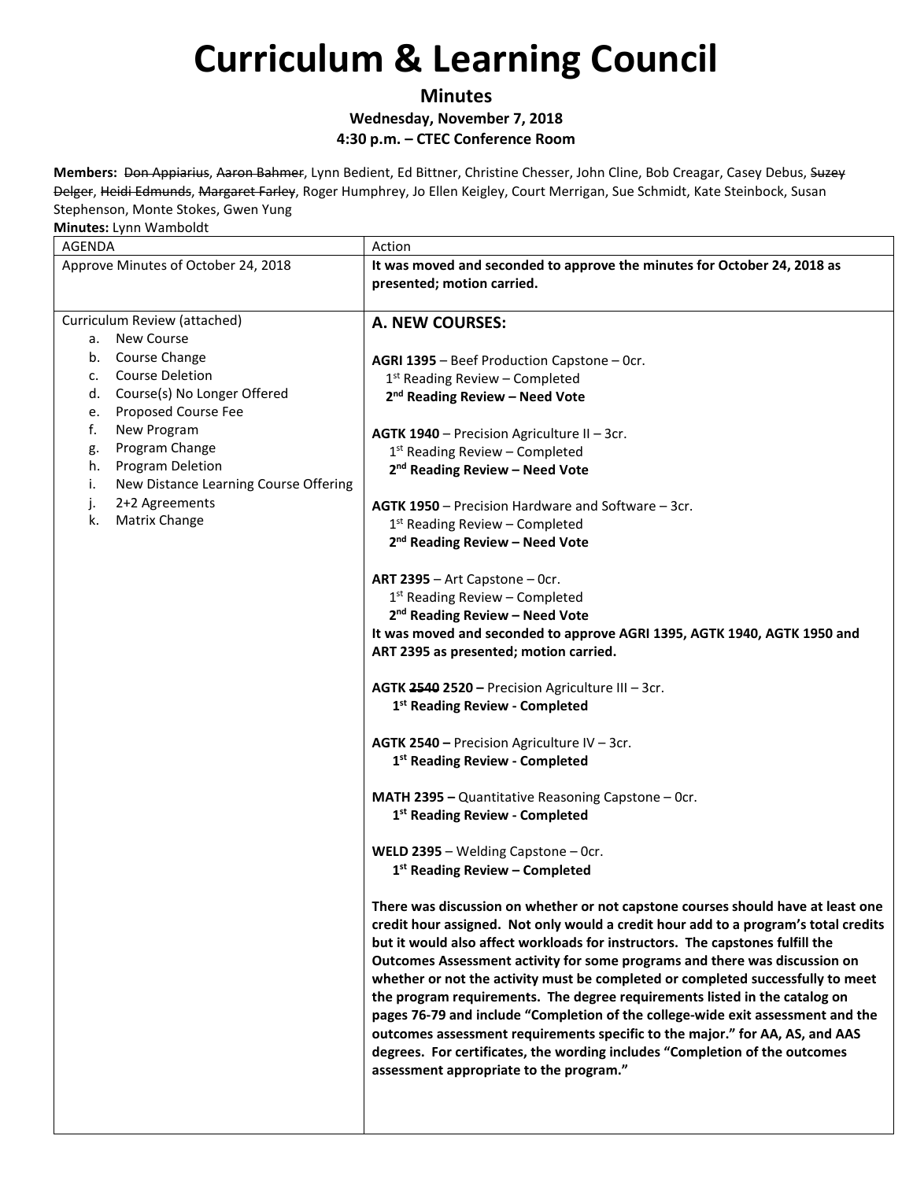# Curriculum & Learning Council

**Minutes**

**Wednesday, November 7, 2018**

**4:30 p.m. – CTEC Conference Room**

**Members:** ~~Don Appiarius~~, ~~Aaron Bahmer~~, Lynn Bedient, Ed Bittner, Christine Chesser, John Cline, Bob Creagar, Casey Debus, ~~Suzey Delger~~, ~~Heidi Edmunds~~, ~~Margaret Farley~~, Roger Humphrey, Jo Ellen Keigley, Court Merrigan, Sue Schmidt, Kate Steinbock, Susan Stephenson, Monte Stokes, Gwen Yung

**Minutes:** Lynn Wamboldt

| AGENDA | Action |
| --- | --- |
| Approve Minutes of October 24, 2018 | **It was moved and seconded to approve the minutes for October 24, 2018 as presented; motion carried.** |
| Curriculum Review (attached)<br>a. New Course<br>b. Course Change<br>c. Course Deletion<br>d. Course(s) No Longer Offered<br>e. Proposed Course Fee<br>f. New Program<br>g. Program Change<br>h. Program Deletion<br>i. New Distance Learning Course Offering<br>j. 2+2 Agreements<br>k. Matrix Change | **A. NEW COURSES:**<br><br>**AGRI 1395** – Beef Production Capstone – 0cr.<br>1st Reading Review – Completed<br>**2nd Reading Review – Need Vote**<br><br>**AGTK 1940** – Precision Agriculture II – 3cr.<br>1st Reading Review – Completed<br>**2nd Reading Review – Need Vote**<br><br>**AGTK 1950** – Precision Hardware and Software – 3cr.<br>1st Reading Review – Completed<br>**2nd Reading Review – Need Vote**<br><br>**ART 2395** – Art Capstone – 0cr.<br>1st Reading Review – Completed<br>**2nd Reading Review – Need Vote**<br>**It was moved and seconded to approve AGRI 1395, AGTK 1940, AGTK 1950 and ART 2395 as presented; motion carried.**<br><br>**AGTK ~~2540~~ 2520 –** Precision Agriculture III – 3cr.<br>**1st Reading Review - Completed**<br><br>**AGTK 2540 –** Precision Agriculture IV – 3cr.<br>**1st Reading Review - Completed**<br><br>**MATH 2395 –** Quantitative Reasoning Capstone – 0cr.<br>**1st Reading Review - Completed**<br><br>**WELD 2395** – Welding Capstone – 0cr.<br>**1st Reading Review – Completed**<br><br>**There was discussion on whether or not capstone courses should have at least one credit hour assigned. Not only would a credit hour add to a program's total credits but it would also affect workloads for instructors. The capstones fulfill the Outcomes Assessment activity for some programs and there was discussion on whether or not the activity must be completed or completed successfully to meet the program requirements. The degree requirements listed in the catalog on pages 76-79 and include "Completion of the college-wide exit assessment and the outcomes assessment requirements specific to the major." for AA, AS, and AAS degrees. For certificates, the wording includes "Completion of the outcomes assessment appropriate to the program."** |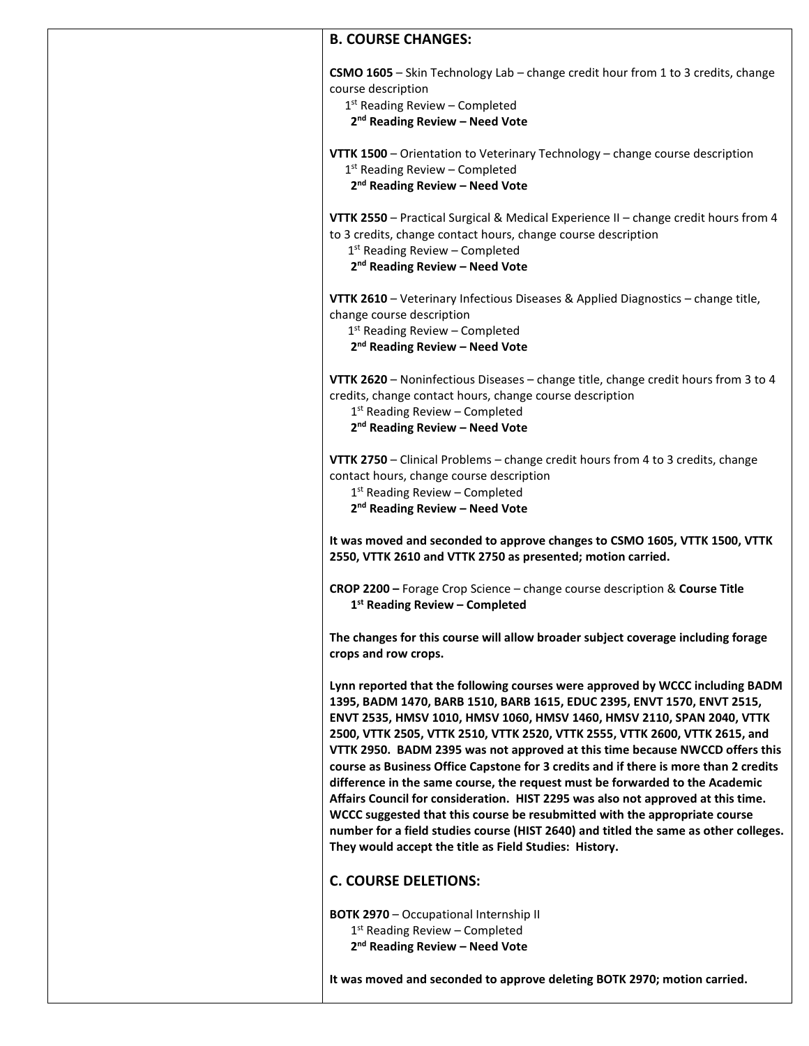## B. COURSE CHANGES:

**CSMO 1605** – Skin Technology Lab – change credit hour from 1 to 3 credits, change course description
1st Reading Review – Completed
**2nd Reading Review – Need Vote**

**VTTK 1500** – Orientation to Veterinary Technology – change course description
1st Reading Review – Completed
**2nd Reading Review – Need Vote**

**VTTK 2550** – Practical Surgical & Medical Experience II – change credit hours from 4 to 3 credits, change contact hours, change course description
1st Reading Review – Completed
**2nd Reading Review – Need Vote**

**VTTK 2610** – Veterinary Infectious Diseases & Applied Diagnostics – change title, change course description
1st Reading Review – Completed
**2nd Reading Review – Need Vote**

**VTTK 2620** – Noninfectious Diseases – change title, change credit hours from 3 to 4 credits, change contact hours, change course description
1st Reading Review – Completed
**2nd Reading Review – Need Vote**

**VTTK 2750** – Clinical Problems – change credit hours from 4 to 3 credits, change contact hours, change course description
1st Reading Review – Completed
**2nd Reading Review – Need Vote**

**It was moved and seconded to approve changes to CSMO 1605, VTTK 1500, VTTK 2550, VTTK 2610 and VTTK 2750 as presented; motion carried.**

**CROP 2200 –** Forage Crop Science – change course description & **Course Title**
**1st Reading Review – Completed**

**The changes for this course will allow broader subject coverage including forage crops and row crops.**

**Lynn reported that the following courses were approved by WCCC including BADM 1395, BADM 1470, BARB 1510, BARB 1615, EDUC 2395, ENVT 1570, ENVT 2515, ENVT 2535, HMSV 1010, HMSV 1060, HMSV 1460, HMSV 2110, SPAN 2040, VTTK 2500, VTTK 2505, VTTK 2510, VTTK 2520, VTTK 2555, VTTK 2600, VTTK 2615, and VTTK 2950. BADM 2395 was not approved at this time because NWCCD offers this course as Business Office Capstone for 3 credits and if there is more than 2 credits difference in the same course, the request must be forwarded to the Academic Affairs Council for consideration. HIST 2295 was also not approved at this time. WCCC suggested that this course be resubmitted with the appropriate course number for a field studies course (HIST 2640) and titled the same as other colleges. They would accept the title as Field Studies: History.**

## C. COURSE DELETIONS:

**BOTK 2970** – Occupational Internship II
1st Reading Review – Completed
**2nd Reading Review – Need Vote**

**It was moved and seconded to approve deleting BOTK 2970; motion carried.**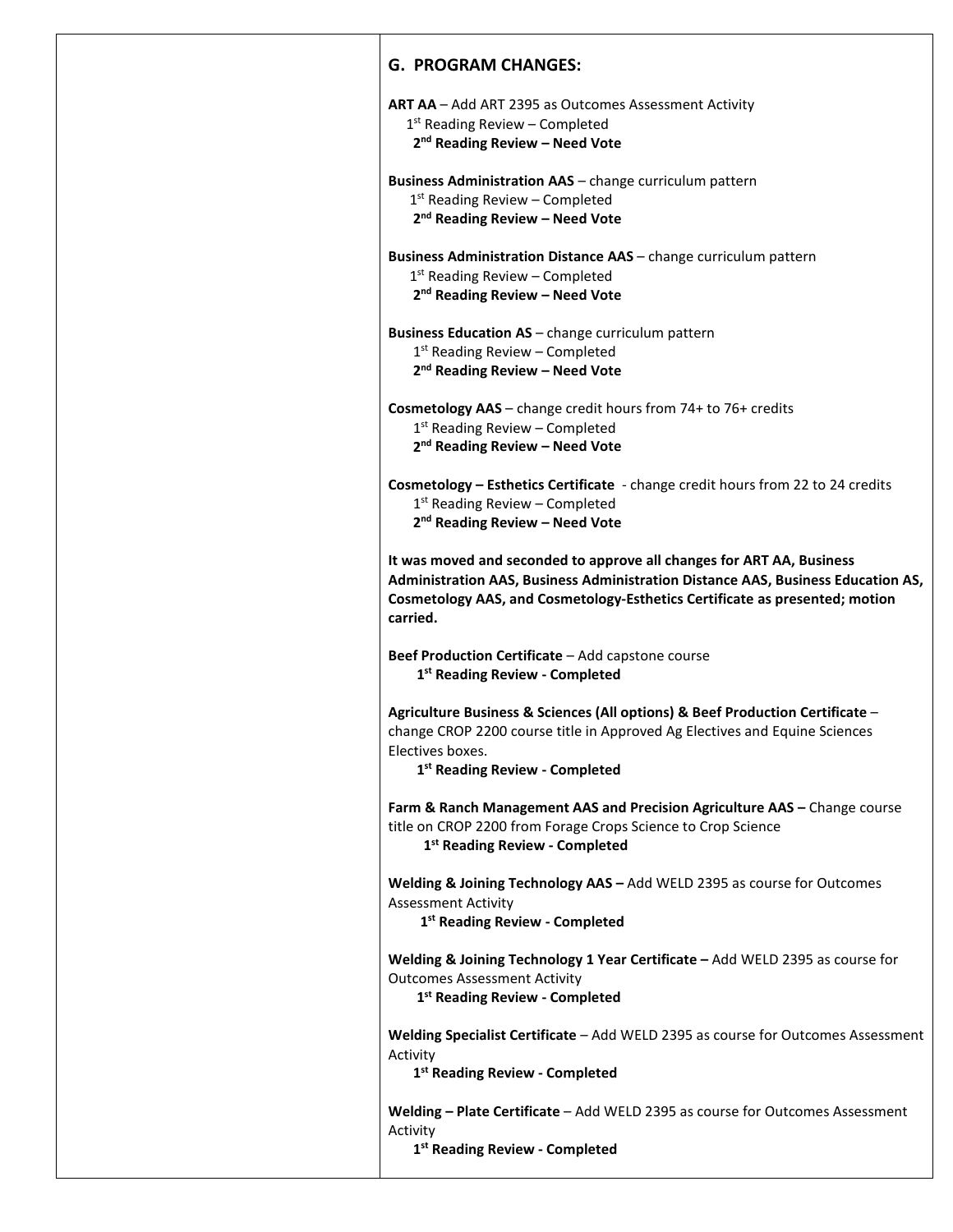## G. PROGRAM CHANGES:

**ART AA** – Add ART 2395 as Outcomes Assessment Activity
1st Reading Review – Completed
**2nd Reading Review – Need Vote**

**Business Administration AAS** – change curriculum pattern
1st Reading Review – Completed
**2nd Reading Review – Need Vote**

**Business Administration Distance AAS** – change curriculum pattern
1st Reading Review – Completed
**2nd Reading Review – Need Vote**

**Business Education AS** – change curriculum pattern
1st Reading Review – Completed
**2nd Reading Review – Need Vote**

**Cosmetology AAS** – change credit hours from 74+ to 76+ credits
1st Reading Review – Completed
**2nd Reading Review – Need Vote**

**Cosmetology – Esthetics Certificate** - change credit hours from 22 to 24 credits
1st Reading Review – Completed
**2nd Reading Review – Need Vote**

**It was moved and seconded to approve all changes for ART AA, Business Administration AAS, Business Administration Distance AAS, Business Education AS, Cosmetology AAS, and Cosmetology-Esthetics Certificate as presented; motion carried.**

**Beef Production Certificate** – Add capstone course
**1st Reading Review - Completed**

**Agriculture Business & Sciences (All options) & Beef Production Certificate** – change CROP 2200 course title in Approved Ag Electives and Equine Sciences Electives boxes.
**1st Reading Review - Completed**

**Farm & Ranch Management AAS and Precision Agriculture AAS –** Change course title on CROP 2200 from Forage Crops Science to Crop Science
**1st Reading Review - Completed**

**Welding & Joining Technology AAS –** Add WELD 2395 as course for Outcomes Assessment Activity
**1st Reading Review - Completed**

**Welding & Joining Technology 1 Year Certificate –** Add WELD 2395 as course for Outcomes Assessment Activity
**1st Reading Review - Completed**

**Welding Specialist Certificate** – Add WELD 2395 as course for Outcomes Assessment Activity
**1st Reading Review - Completed**

**Welding – Plate Certificate** – Add WELD 2395 as course for Outcomes Assessment Activity
**1st Reading Review - Completed**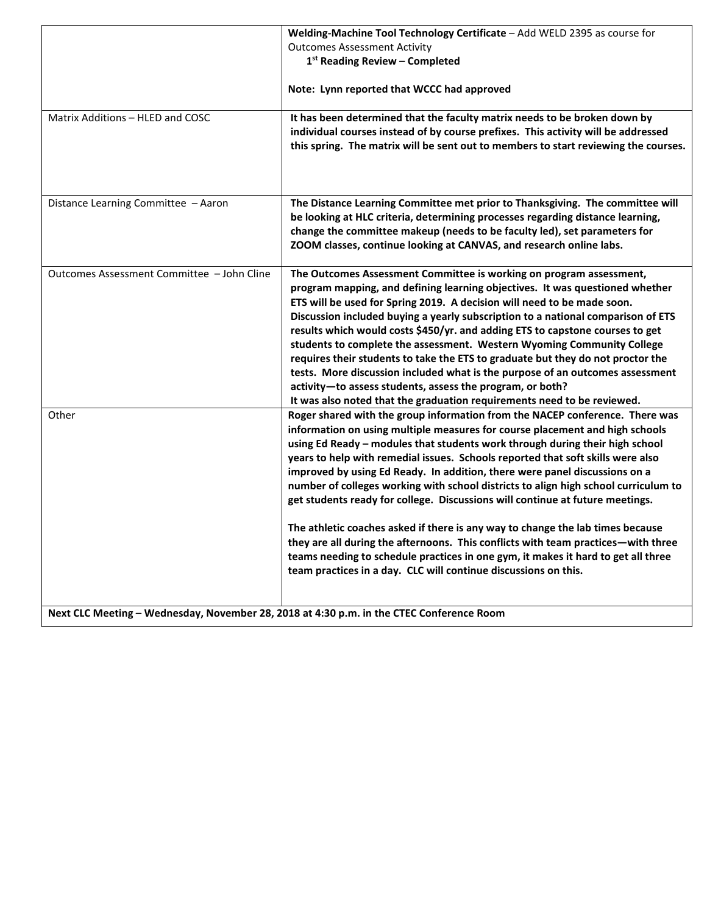|  |  |
|---|---|
|  | **Welding-Machine Tool Technology Certificate** – Add WELD 2395 as course for Outcomes Assessment Activity<br>**1st Reading Review – Completed**<br><br>**Note: Lynn reported that WCCC had approved** |
| Matrix Additions – HLED and COSC | **It has been determined that the faculty matrix needs to be broken down by individual courses instead of by course prefixes. This activity will be addressed this spring. The matrix will be sent out to members to start reviewing the courses.** |
| Distance Learning Committee – Aaron | **The Distance Learning Committee met prior to Thanksgiving. The committee will be looking at HLC criteria, determining processes regarding distance learning, change the committee makeup (needs to be faculty led), set parameters for ZOOM classes, continue looking at CANVAS, and research online labs.** |
| Outcomes Assessment Committee – John Cline | **The Outcomes Assessment Committee is working on program assessment, program mapping, and defining learning objectives. It was questioned whether ETS will be used for Spring 2019. A decision will need to be made soon. Discussion included buying a yearly subscription to a national comparison of ETS results which would costs $450/yr. and adding ETS to capstone courses to get students to complete the assessment. Western Wyoming Community College requires their students to take the ETS to graduate but they do not proctor the tests. More discussion included what is the purpose of an outcomes assessment activity—to assess students, assess the program, or both?**<br>**It was also noted that the graduation requirements need to be reviewed.** |
| Other | **Roger shared with the group information from the NACEP conference. There was information on using multiple measures for course placement and high schools using Ed Ready – modules that students work through during their high school years to help with remedial issues. Schools reported that soft skills were also improved by using Ed Ready. In addition, there were panel discussions on a number of colleges working with school districts to align high school curriculum to get students ready for college. Discussions will continue at future meetings.**<br><br>**The athletic coaches asked if there is any way to change the lab times because they are all during the afternoons. This conflicts with team practices—with three teams needing to schedule practices in one gym, it makes it hard to get all three team practices in a day. CLC will continue discussions on this.** |
| **Next CLC Meeting – Wednesday, November 28, 2018 at 4:30 p.m. in the CTEC Conference Room** |  |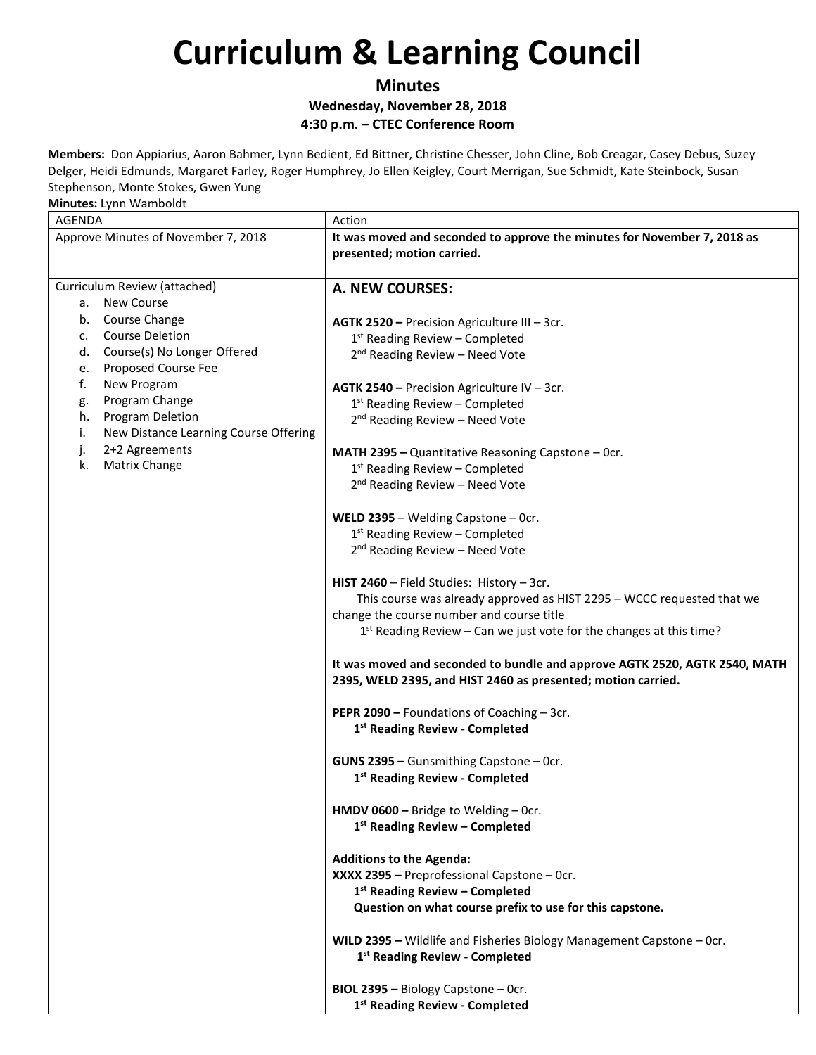# Curriculum & Learning Council

**Minutes**

**Wednesday, November 28, 2018**

**4:30 p.m. – CTEC Conference Room**

**Members:** Don Appiarius, Aaron Bahmer, Lynn Bedient, Ed Bittner, Christine Chesser, John Cline, Bob Creagar, Casey Debus, Suzey Delger, Heidi Edmunds, Margaret Farley, Roger Humphrey, Jo Ellen Keigley, Court Merrigan, Sue Schmidt, Kate Steinbock, Susan Stephenson, Monte Stokes, Gwen Yung

**Minutes:** Lynn Wamboldt

| AGENDA | Action |
|---|---|
| Approve Minutes of November 7, 2018 | **It was moved and seconded to approve the minutes for November 7, 2018 as presented; motion carried.** |
| Curriculum Review (attached)<br>a. New Course<br>b. Course Change<br>c. Course Deletion<br>d. Course(s) No Longer Offered<br>e. Proposed Course Fee<br>f. New Program<br>g. Program Change<br>h. Program Deletion<br>i. New Distance Learning Course Offering<br>j. 2+2 Agreements<br>k. Matrix Change | **A. NEW COURSES:**<br><br>**AGTK 2520 –** Precision Agriculture III – 3cr.<br>1st Reading Review – Completed<br>2nd Reading Review – Need Vote<br><br>**AGTK 2540 –** Precision Agriculture IV – 3cr.<br>1st Reading Review – Completed<br>2nd Reading Review – Need Vote<br><br>**MATH 2395 –** Quantitative Reasoning Capstone – 0cr.<br>1st Reading Review – Completed<br>2nd Reading Review – Need Vote<br><br>**WELD 2395** – Welding Capstone – 0cr.<br>1st Reading Review – Completed<br>2nd Reading Review – Need Vote<br><br>**HIST 2460** – Field Studies: History – 3cr.<br>This course was already approved as HIST 2295 – WCCC requested that we change the course number and course title<br>1st Reading Review – Can we just vote for the changes at this time?<br><br>**It was moved and seconded to bundle and approve AGTK 2520, AGTK 2540, MATH 2395, WELD 2395, and HIST 2460 as presented; motion carried.**<br><br>**PEPR 2090 –** Foundations of Coaching – 3cr.<br>**1st Reading Review - Completed**<br><br>**GUNS 2395 –** Gunsmithing Capstone – 0cr.<br>**1st Reading Review - Completed**<br><br>**HMDV 0600 –** Bridge to Welding – 0cr.<br>**1st Reading Review – Completed**<br><br>**Additions to the Agenda:**<br>**XXXX 2395 –** Preprofessional Capstone – 0cr.<br>**1st Reading Review – Completed**<br>**Question on what course prefix to use for this capstone.**<br><br>**WILD 2395 –** Wildlife and Fisheries Biology Management Capstone – 0cr.<br>**1st Reading Review - Completed**<br><br>**BIOL 2395 –** Biology Capstone – 0cr.<br>**1st Reading Review - Completed** |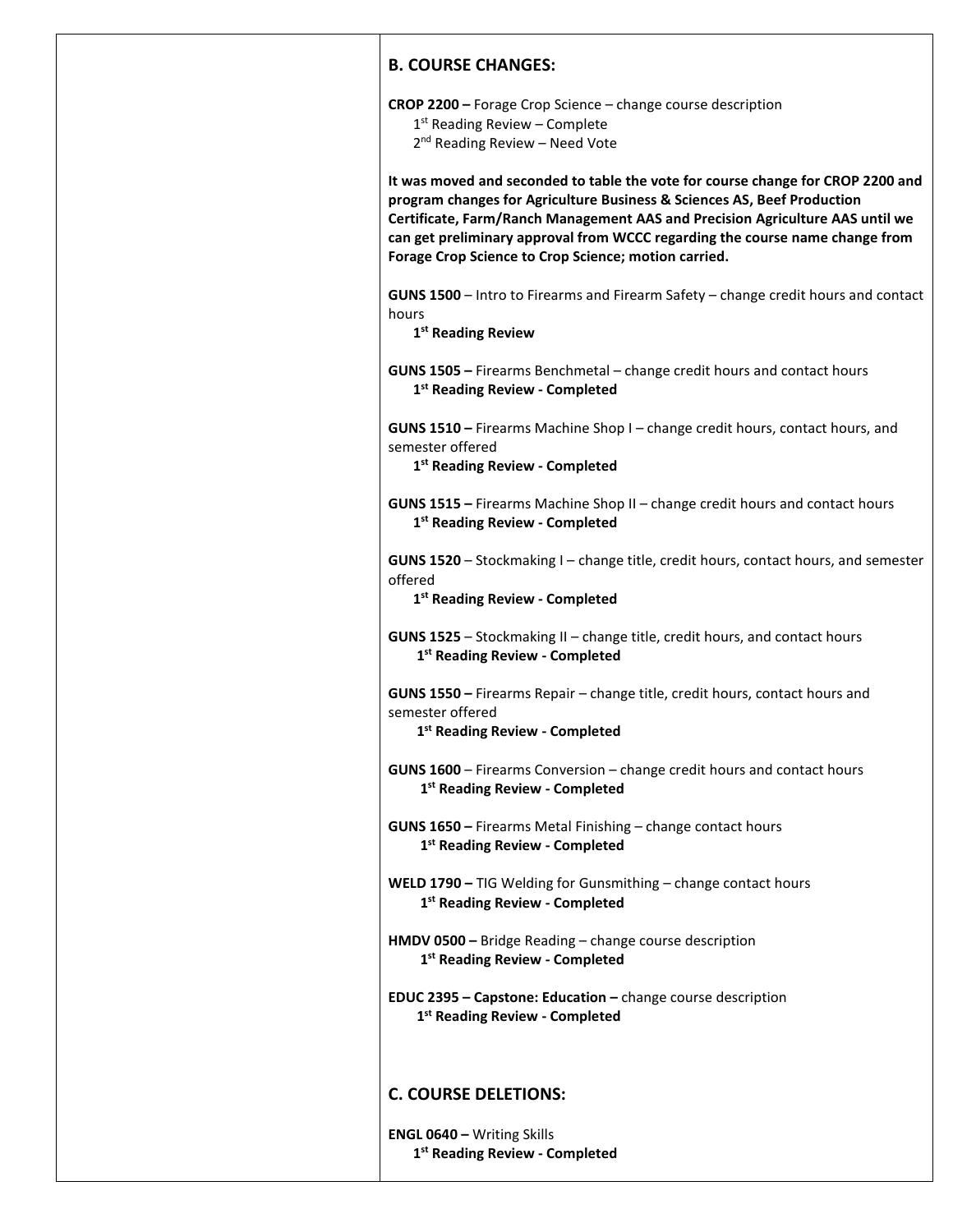## B. COURSE CHANGES:

**CROP 2200 –** Forage Crop Science – change course description
1st Reading Review – Complete
2nd Reading Review – Need Vote

**It was moved and seconded to table the vote for course change for CROP 2200 and program changes for Agriculture Business & Sciences AS, Beef Production Certificate, Farm/Ranch Management AAS and Precision Agriculture AAS until we can get preliminary approval from WCCC regarding the course name change from Forage Crop Science to Crop Science; motion carried.**

**GUNS 1500** – Intro to Firearms and Firearm Safety – change credit hours and contact hours
**1st Reading Review**

**GUNS 1505 –** Firearms Benchmetal – change credit hours and contact hours
**1st Reading Review - Completed**

**GUNS 1510 –** Firearms Machine Shop I – change credit hours, contact hours, and semester offered
**1st Reading Review - Completed**

**GUNS 1515 –** Firearms Machine Shop II – change credit hours and contact hours
**1st Reading Review - Completed**

**GUNS 1520** – Stockmaking I – change title, credit hours, contact hours, and semester offered
**1st Reading Review - Completed**

**GUNS 1525** – Stockmaking II – change title, credit hours, and contact hours
**1st Reading Review - Completed**

**GUNS 1550 –** Firearms Repair – change title, credit hours, contact hours and semester offered
**1st Reading Review - Completed**

**GUNS 1600** – Firearms Conversion – change credit hours and contact hours
**1st Reading Review - Completed**

**GUNS 1650 –** Firearms Metal Finishing – change contact hours
**1st Reading Review - Completed**

**WELD 1790 –** TIG Welding for Gunsmithing – change contact hours
**1st Reading Review - Completed**

**HMDV 0500 –** Bridge Reading – change course description
**1st Reading Review - Completed**

**EDUC 2395 – Capstone: Education –** change course description
**1st Reading Review - Completed**

## C. COURSE DELETIONS:

**ENGL 0640 –** Writing Skills
**1st Reading Review - Completed**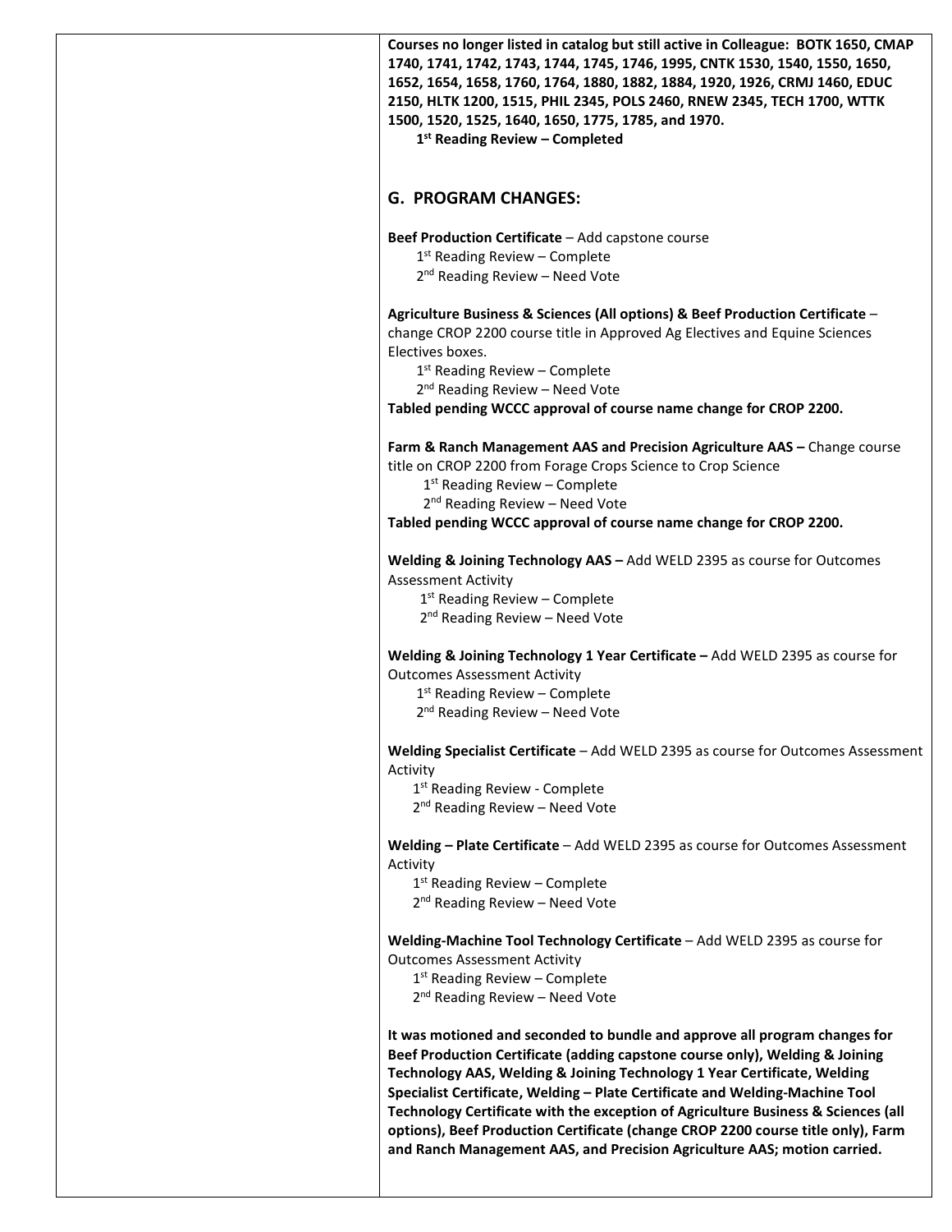**Courses no longer listed in catalog but still active in Colleague: BOTK 1650, CMAP 1740, 1741, 1742, 1743, 1744, 1745, 1746, 1995, CNTK 1530, 1540, 1550, 1650, 1652, 1654, 1658, 1760, 1764, 1880, 1882, 1884, 1920, 1926, CRMJ 1460, EDUC 2150, HLTK 1200, 1515, PHIL 2345, POLS 2460, RNEW 2345, TECH 1700, WTTK 1500, 1520, 1525, 1640, 1650, 1775, 1785, and 1970.**

**1st Reading Review – Completed**

## G. PROGRAM CHANGES:

**Beef Production Certificate** – Add capstone course

1st Reading Review – Complete
2nd Reading Review – Need Vote

**Agriculture Business & Sciences (All options) & Beef Production Certificate** – change CROP 2200 course title in Approved Ag Electives and Equine Sciences Electives boxes.

1st Reading Review – Complete
2nd Reading Review – Need Vote

**Tabled pending WCCC approval of course name change for CROP 2200.**

**Farm & Ranch Management AAS and Precision Agriculture AAS –** Change course title on CROP 2200 from Forage Crops Science to Crop Science

1st Reading Review – Complete
2nd Reading Review – Need Vote

**Tabled pending WCCC approval of course name change for CROP 2200.**

**Welding & Joining Technology AAS –** Add WELD 2395 as course for Outcomes Assessment Activity

1st Reading Review – Complete
2nd Reading Review – Need Vote

**Welding & Joining Technology 1 Year Certificate –** Add WELD 2395 as course for Outcomes Assessment Activity

1st Reading Review – Complete
2nd Reading Review – Need Vote

**Welding Specialist Certificate** – Add WELD 2395 as course for Outcomes Assessment Activity

1st Reading Review - Complete
2nd Reading Review – Need Vote

**Welding – Plate Certificate** – Add WELD 2395 as course for Outcomes Assessment Activity

1st Reading Review – Complete
2nd Reading Review – Need Vote

**Welding-Machine Tool Technology Certificate** – Add WELD 2395 as course for Outcomes Assessment Activity

1st Reading Review – Complete
2nd Reading Review – Need Vote

**It was motioned and seconded to bundle and approve all program changes for Beef Production Certificate (adding capstone course only), Welding & Joining Technology AAS, Welding & Joining Technology 1 Year Certificate, Welding Specialist Certificate, Welding – Plate Certificate and Welding-Machine Tool Technology Certificate with the exception of Agriculture Business & Sciences (all options), Beef Production Certificate (change CROP 2200 course title only), Farm and Ranch Management AAS, and Precision Agriculture AAS; motion carried.**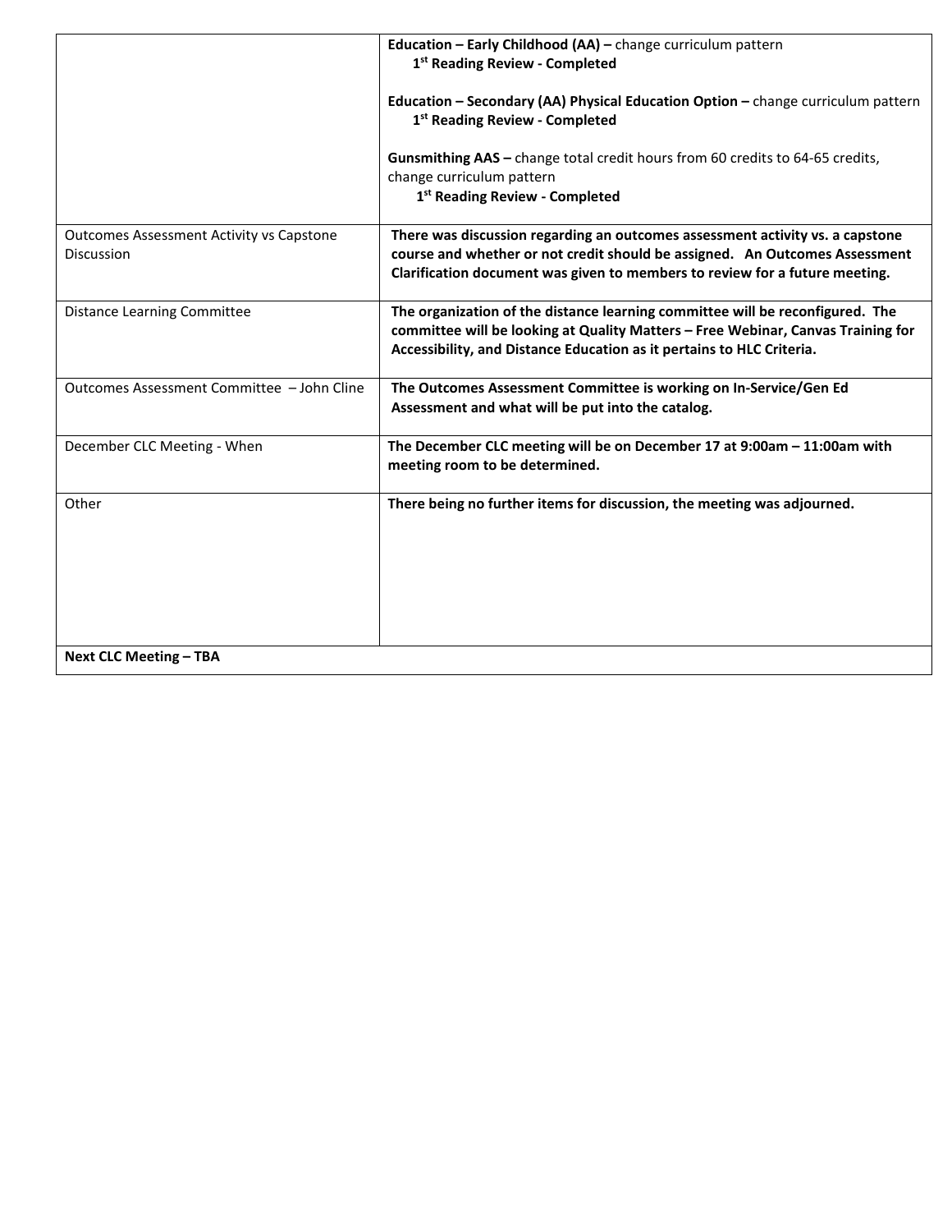| | |
|---|---|
| | **Education – Early Childhood (AA) –** change curriculum pattern<br>**1st Reading Review - Completed**<br><br>**Education – Secondary (AA) Physical Education Option –** change curriculum pattern<br>**1st Reading Review - Completed**<br><br>**Gunsmithing AAS –** change total credit hours from 60 credits to 64-65 credits, change curriculum pattern<br>**1st Reading Review - Completed** |
| Outcomes Assessment Activity vs Capstone Discussion | **There was discussion regarding an outcomes assessment activity vs. a capstone course and whether or not credit should be assigned. An Outcomes Assessment Clarification document was given to members to review for a future meeting.** |
| Distance Learning Committee | **The organization of the distance learning committee will be reconfigured. The committee will be looking at Quality Matters – Free Webinar, Canvas Training for Accessibility, and Distance Education as it pertains to HLC Criteria.** |
| Outcomes Assessment Committee – John Cline | **The Outcomes Assessment Committee is working on In-Service/Gen Ed Assessment and what will be put into the catalog.** |
| December CLC Meeting - When | **The December CLC meeting will be on December 17 at 9:00am – 11:00am with meeting room to be determined.** |
| Other | **There being no further items for discussion, the meeting was adjourned.** |
| **Next CLC Meeting – TBA** | |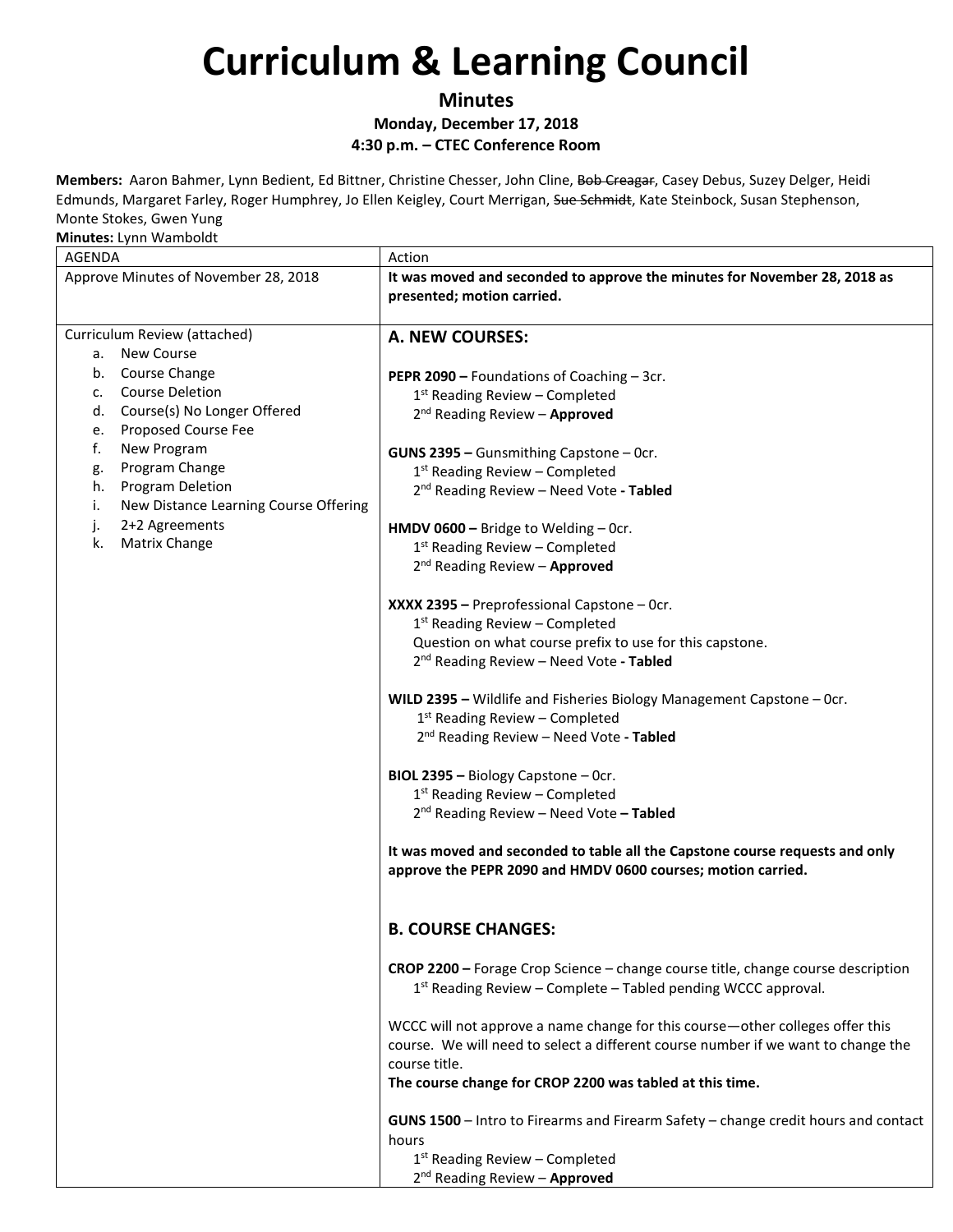# Curriculum & Learning Council

**Minutes**

**Monday, December 17, 2018**

**4:30 p.m. – CTEC Conference Room**

**Members:** Aaron Bahmer, Lynn Bedient, Ed Bittner, Christine Chesser, John Cline, ~~Bob Creagar~~, Casey Debus, Suzey Delger, Heidi Edmunds, Margaret Farley, Roger Humphrey, Jo Ellen Keigley, Court Merrigan, ~~Sue Schmidt~~, Kate Steinbock, Susan Stephenson, Monte Stokes, Gwen Yung

**Minutes:** Lynn Wamboldt

| AGENDA | Action |
|---|---|
| Approve Minutes of November 28, 2018 | **It was moved and seconded to approve the minutes for November 28, 2018 as presented; motion carried.** |
| Curriculum Review (attached)<br>a. New Course<br>b. Course Change<br>c. Course Deletion<br>d. Course(s) No Longer Offered<br>e. Proposed Course Fee<br>f. New Program<br>g. Program Change<br>h. Program Deletion<br>i. New Distance Learning Course Offering<br>j. 2+2 Agreements<br>k. Matrix Change | **A. NEW COURSES:**<br><br>**PEPR 2090 –** Foundations of Coaching – 3cr.<br>1st Reading Review – Completed<br>2nd Reading Review – **Approved**<br><br>**GUNS 2395 –** Gunsmithing Capstone – 0cr.<br>1st Reading Review – Completed<br>2nd Reading Review – Need Vote **- Tabled**<br><br>**HMDV 0600 –** Bridge to Welding – 0cr.<br>1st Reading Review – Completed<br>2nd Reading Review – **Approved**<br><br>**XXXX 2395 –** Preprofessional Capstone – 0cr.<br>1st Reading Review – Completed<br>Question on what course prefix to use for this capstone.<br>2nd Reading Review – Need Vote **- Tabled**<br><br>**WILD 2395 –** Wildlife and Fisheries Biology Management Capstone – 0cr.<br>1st Reading Review – Completed<br>2nd Reading Review – Need Vote **- Tabled**<br><br>**BIOL 2395 –** Biology Capstone – 0cr.<br>1st Reading Review – Completed<br>2nd Reading Review – Need Vote **– Tabled**<br><br>**It was moved and seconded to table all the Capstone course requests and only approve the PEPR 2090 and HMDV 0600 courses; motion carried.**<br><br>**B. COURSE CHANGES:**<br><br>**CROP 2200 –** Forage Crop Science – change course title, change course description<br>1st Reading Review – Complete – Tabled pending WCCC approval.<br><br>WCCC will not approve a name change for this course—other colleges offer this course. We will need to select a different course number if we want to change the course title.<br>**The course change for CROP 2200 was tabled at this time.**<br><br>**GUNS 1500** – Intro to Firearms and Firearm Safety – change credit hours and contact hours<br>1st Reading Review – Completed<br>2nd Reading Review – **Approved** |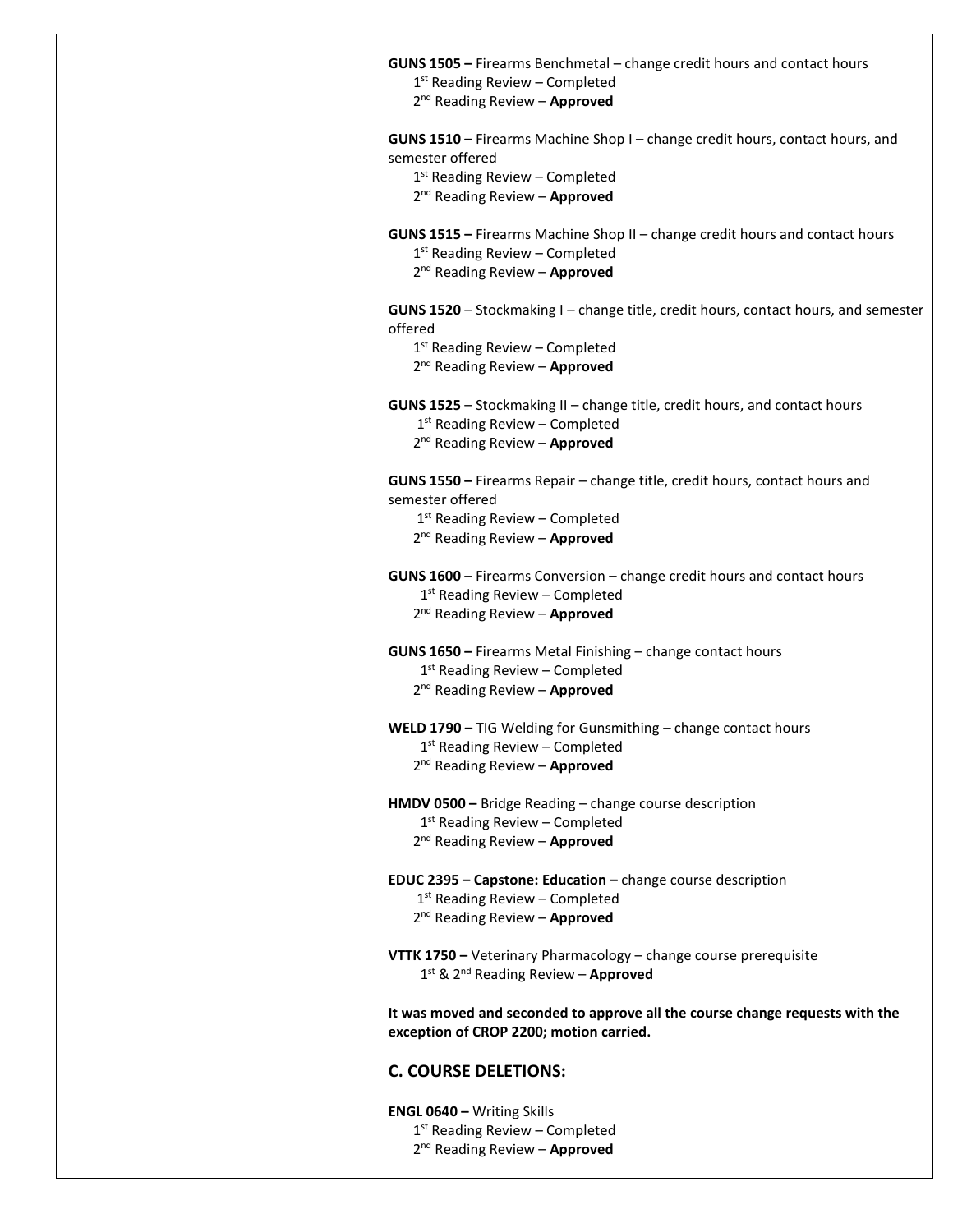**GUNS 1505 –** Firearms Benchmetal – change credit hours and contact hours
1st Reading Review – Completed
2nd Reading Review – **Approved**

**GUNS 1510 –** Firearms Machine Shop I – change credit hours, contact hours, and semester offered
1st Reading Review – Completed
2nd Reading Review – **Approved**

**GUNS 1515 –** Firearms Machine Shop II – change credit hours and contact hours
1st Reading Review – Completed
2nd Reading Review – **Approved**

**GUNS 1520** – Stockmaking I – change title, credit hours, contact hours, and semester offered
1st Reading Review – Completed
2nd Reading Review – **Approved**

**GUNS 1525** – Stockmaking II – change title, credit hours, and contact hours
1st Reading Review – Completed
2nd Reading Review – **Approved**

**GUNS 1550 –** Firearms Repair – change title, credit hours, contact hours and semester offered
1st Reading Review – Completed
2nd Reading Review – **Approved**

**GUNS 1600** – Firearms Conversion – change credit hours and contact hours
1st Reading Review – Completed
2nd Reading Review – **Approved**

**GUNS 1650 –** Firearms Metal Finishing – change contact hours
1st Reading Review – Completed
2nd Reading Review – **Approved**

**WELD 1790 –** TIG Welding for Gunsmithing – change contact hours
1st Reading Review – Completed
2nd Reading Review – **Approved**

**HMDV 0500 –** Bridge Reading – change course description
1st Reading Review – Completed
2nd Reading Review – **Approved**

**EDUC 2395 – Capstone: Education –** change course description
1st Reading Review – Completed
2nd Reading Review – **Approved**

**VTTK 1750 –** Veterinary Pharmacology – change course prerequisite
1st & 2nd Reading Review – **Approved**

**It was moved and seconded to approve all the course change requests with the exception of CROP 2200; motion carried.**

## C. COURSE DELETIONS:

**ENGL 0640 –** Writing Skills
1st Reading Review – Completed
2nd Reading Review – **Approved**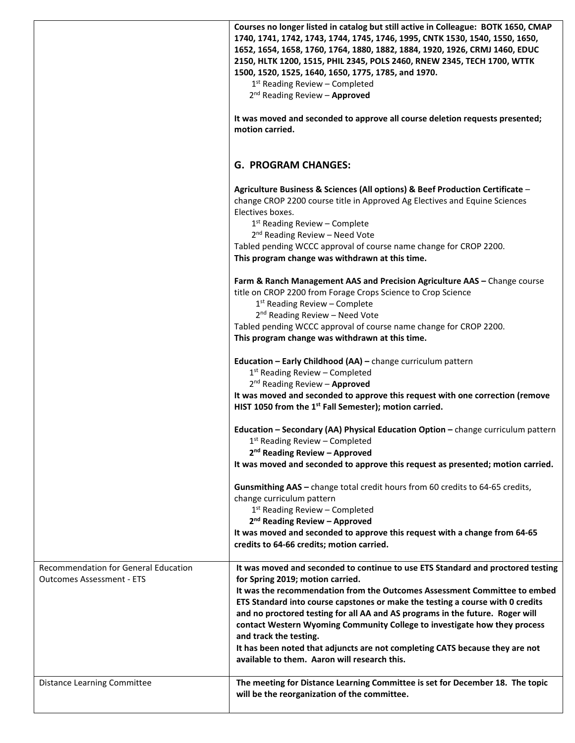| | |
|---|---|
| | **Courses no longer listed in catalog but still active in Colleague: BOTK 1650, CMAP 1740, 1741, 1742, 1743, 1744, 1745, 1746, 1995, CNTK 1530, 1540, 1550, 1650, 1652, 1654, 1658, 1760, 1764, 1880, 1882, 1884, 1920, 1926, CRMJ 1460, EDUC 2150, HLTK 1200, 1515, PHIL 2345, POLS 2460, RNEW 2345, TECH 1700, WTTK 1500, 1520, 1525, 1640, 1650, 1775, 1785, and 1970.**<br>1st Reading Review – Completed<br>2nd Reading Review – **Approved**<br><br>**It was moved and seconded to approve all course deletion requests presented; motion carried.**<br><br>**G. PROGRAM CHANGES:**<br><br>**Agriculture Business & Sciences (All options) & Beef Production Certificate** – change CROP 2200 course title in Approved Ag Electives and Equine Sciences Electives boxes.<br>1st Reading Review – Complete<br>2nd Reading Review – Need Vote<br>Tabled pending WCCC approval of course name change for CROP 2200.<br>**This program change was withdrawn at this time.**<br><br>**Farm & Ranch Management AAS and Precision Agriculture AAS –** Change course title on CROP 2200 from Forage Crops Science to Crop Science<br>1st Reading Review – Complete<br>2nd Reading Review – Need Vote<br>Tabled pending WCCC approval of course name change for CROP 2200.<br>**This program change was withdrawn at this time.**<br><br>**Education – Early Childhood (AA) –** change curriculum pattern<br>1st Reading Review – Completed<br>2nd Reading Review – **Approved**<br>**It was moved and seconded to approve this request with one correction (remove HIST 1050 from the 1st Fall Semester); motion carried.**<br><br>**Education – Secondary (AA) Physical Education Option –** change curriculum pattern<br>1st Reading Review – Completed<br>**2nd Reading Review – Approved**<br>**It was moved and seconded to approve this request as presented; motion carried.**<br><br>**Gunsmithing AAS –** change total credit hours from 60 credits to 64-65 credits, change curriculum pattern<br>1st Reading Review – Completed<br>**2nd Reading Review – Approved**<br>**It was moved and seconded to approve this request with a change from 64-65 credits to 64-66 credits; motion carried.** |
| Recommendation for General Education Outcomes Assessment - ETS | **It was moved and seconded to continue to use ETS Standard and proctored testing for Spring 2019; motion carried.**<br>**It was the recommendation from the Outcomes Assessment Committee to embed ETS Standard into course capstones or make the testing a course with 0 credits and no proctored testing for all AA and AS programs in the future. Roger will contact Western Wyoming Community College to investigate how they process and track the testing.**<br>**It has been noted that adjuncts are not completing CATS because they are not available to them. Aaron will research this.** |
| Distance Learning Committee | **The meeting for Distance Learning Committee is set for December 18. The topic will be the reorganization of the committee.** |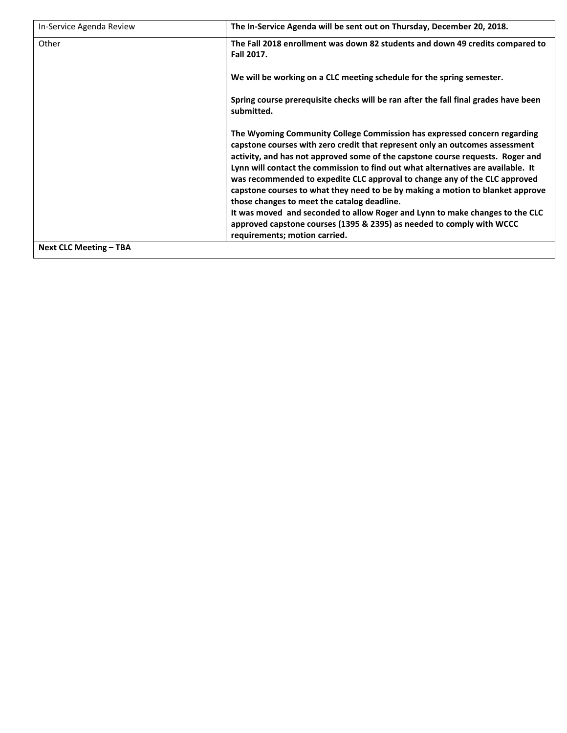| | |
|---|---|
| In-Service Agenda Review | **The In-Service Agenda will be sent out on Thursday, December 20, 2018.** |
| Other | **The Fall 2018 enrollment was down 82 students and down 49 credits compared to Fall 2017.**<br><br>**We will be working on a CLC meeting schedule for the spring semester.**<br><br>**Spring course prerequisite checks will be ran after the fall final grades have been submitted.**<br><br>**The Wyoming Community College Commission has expressed concern regarding capstone courses with zero credit that represent only an outcomes assessment activity, and has not approved some of the capstone course requests. Roger and Lynn will contact the commission to find out what alternatives are available. It was recommended to expedite CLC approval to change any of the CLC approved capstone courses to what they need to be by making a motion to blanket approve those changes to meet the catalog deadline.**<br>**It was moved and seconded to allow Roger and Lynn to make changes to the CLC approved capstone courses (1395 & 2395) as needed to comply with WCCC requirements; motion carried.** |
| **Next CLC Meeting – TBA** | |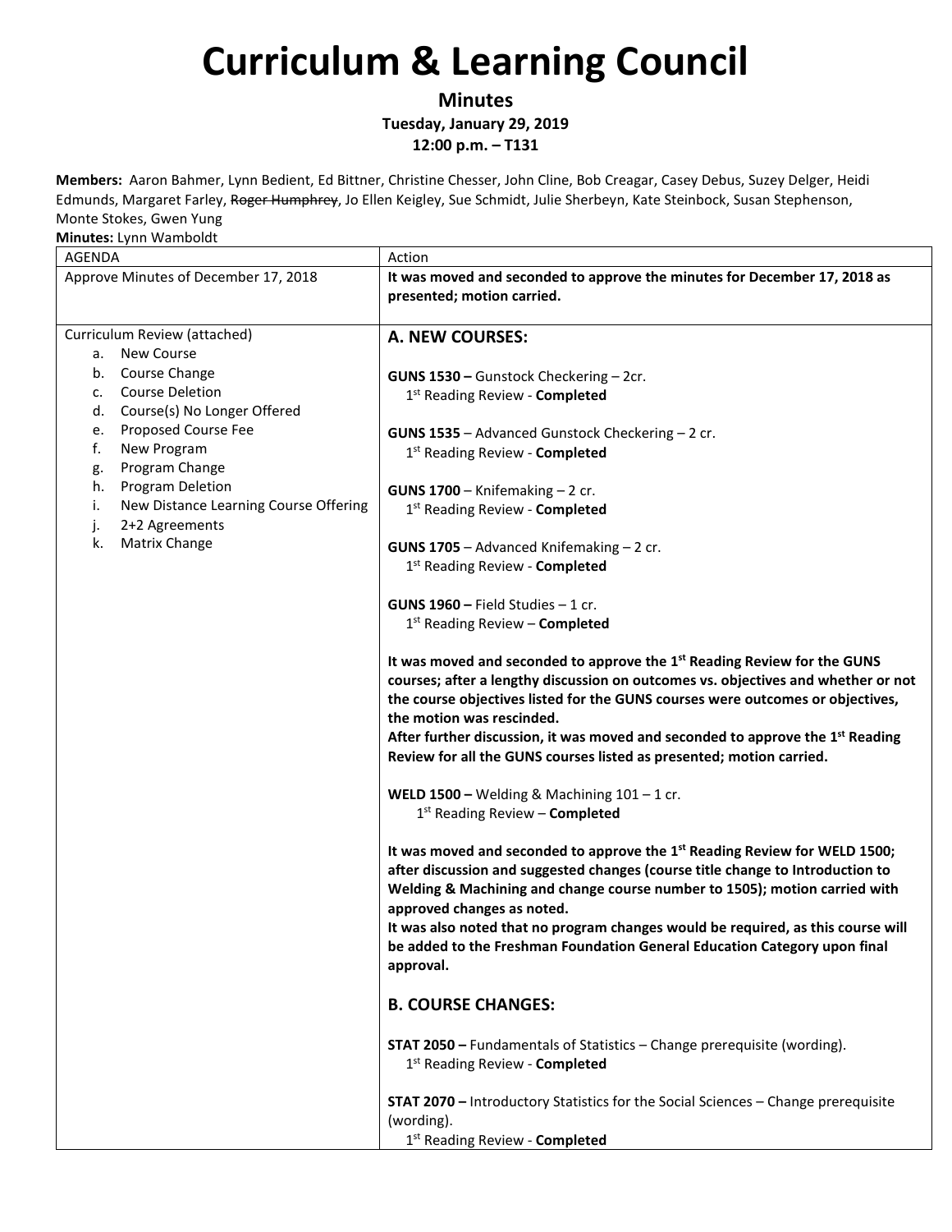# Curriculum & Learning Council

**Minutes**

**Tuesday, January 29, 2019**

**12:00 p.m. – T131**

**Members:** Aaron Bahmer, Lynn Bedient, Ed Bittner, Christine Chesser, John Cline, Bob Creagar, Casey Debus, Suzey Delger, Heidi Edmunds, Margaret Farley, ~~Roger Humphrey~~, Jo Ellen Keigley, Sue Schmidt, Julie Sherbeyn, Kate Steinbock, Susan Stephenson, Monte Stokes, Gwen Yung

**Minutes:** Lynn Wamboldt

| AGENDA | Action |
|---|---|
| Approve Minutes of December 17, 2018 | **It was moved and seconded to approve the minutes for December 17, 2018 as presented; motion carried.** |
| Curriculum Review (attached)<br>a. New Course<br>b. Course Change<br>c. Course Deletion<br>d. Course(s) No Longer Offered<br>e. Proposed Course Fee<br>f. New Program<br>g. Program Change<br>h. Program Deletion<br>i. New Distance Learning Course Offering<br>j. 2+2 Agreements<br>k. Matrix Change | **A. NEW COURSES:**<br><br>**GUNS 1530 –** Gunstock Checkering – 2cr.<br>1st Reading Review - **Completed**<br><br>**GUNS 1535** – Advanced Gunstock Checkering – 2 cr.<br>1st Reading Review - **Completed**<br><br>**GUNS 1700** – Knifemaking – 2 cr.<br>1st Reading Review - **Completed**<br><br>**GUNS 1705** – Advanced Knifemaking – 2 cr.<br>1st Reading Review - **Completed**<br><br>**GUNS 1960 –** Field Studies – 1 cr.<br>1st Reading Review – **Completed**<br><br>**It was moved and seconded to approve the 1st Reading Review for the GUNS courses; after a lengthy discussion on outcomes vs. objectives and whether or not the course objectives listed for the GUNS courses were outcomes or objectives, the motion was rescinded.**<br>**After further discussion, it was moved and seconded to approve the 1st Reading Review for all the GUNS courses listed as presented; motion carried.**<br><br>**WELD 1500 –** Welding & Machining 101 – 1 cr.<br>1st Reading Review – **Completed**<br><br>**It was moved and seconded to approve the 1st Reading Review for WELD 1500; after discussion and suggested changes (course title change to Introduction to Welding & Machining and change course number to 1505); motion carried with approved changes as noted.**<br>**It was also noted that no program changes would be required, as this course will be added to the Freshman Foundation General Education Category upon final approval.**<br><br>**B. COURSE CHANGES:**<br><br>**STAT 2050 –** Fundamentals of Statistics – Change prerequisite (wording).<br>1st Reading Review - **Completed**<br><br>**STAT 2070 –** Introductory Statistics for the Social Sciences – Change prerequisite (wording).<br>1st Reading Review - **Completed** |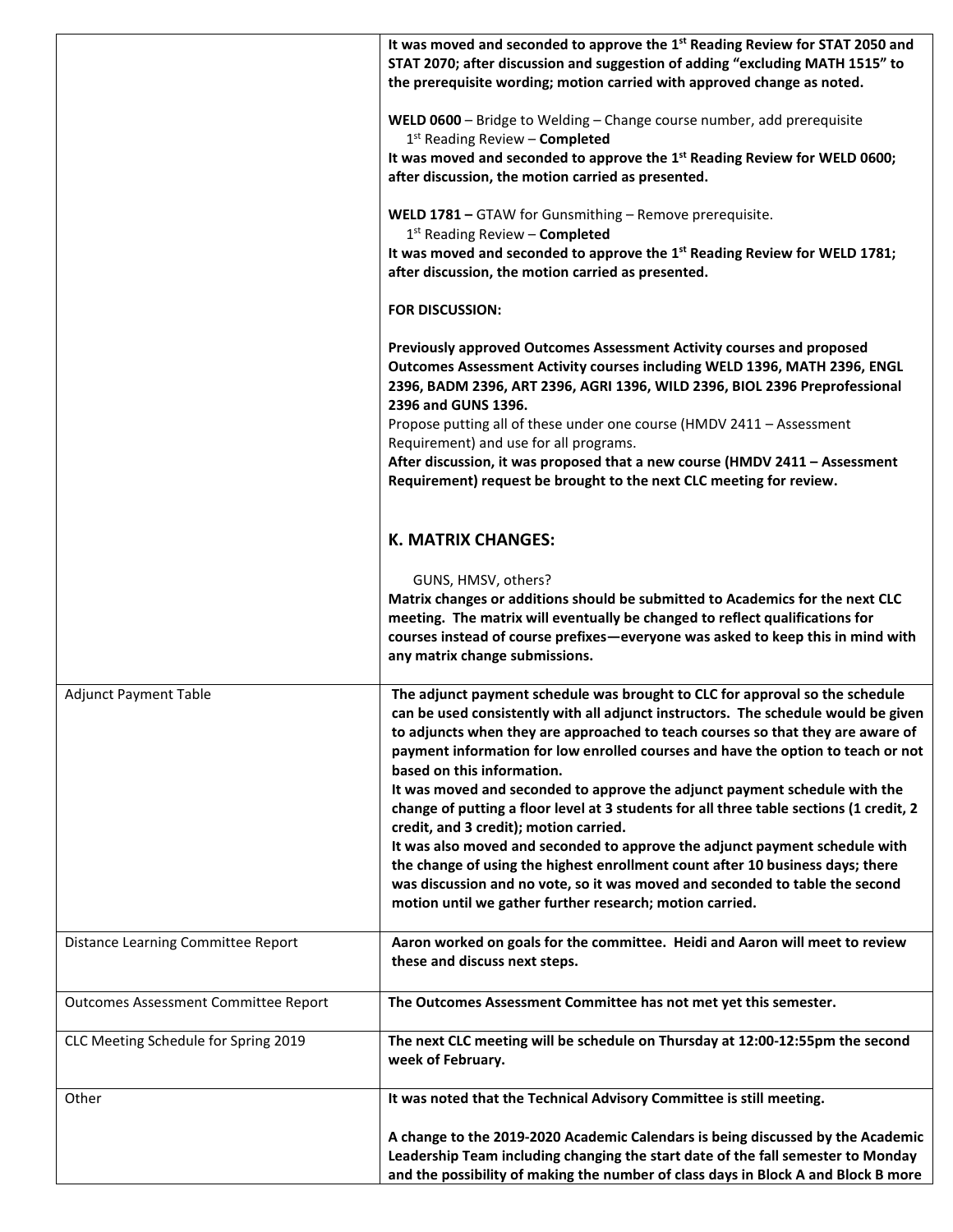| | |
|---|---|
| | **It was moved and seconded to approve the 1st Reading Review for STAT 2050 and STAT 2070; after discussion and suggestion of adding "excluding MATH 1515" to the prerequisite wording; motion carried with approved change as noted.**<br><br>**WELD 0600** – Bridge to Welding – Change course number, add prerequisite<br>1st Reading Review – **Completed**<br>**It was moved and seconded to approve the 1st Reading Review for WELD 0600; after discussion, the motion carried as presented.**<br><br>**WELD 1781 –** GTAW for Gunsmithing – Remove prerequisite.<br>1st Reading Review – **Completed**<br>**It was moved and seconded to approve the 1st Reading Review for WELD 1781; after discussion, the motion carried as presented.**<br><br>**FOR DISCUSSION:**<br><br>**Previously approved Outcomes Assessment Activity courses and proposed Outcomes Assessment Activity courses including WELD 1396, MATH 2396, ENGL 2396, BADM 2396, ART 2396, AGRI 1396, WILD 2396, BIOL 2396 Preprofessional 2396 and GUNS 1396.**<br>Propose putting all of these under one course (HMDV 2411 – Assessment Requirement) and use for all programs.<br>**After discussion, it was proposed that a new course (HMDV 2411 – Assessment Requirement) request be brought to the next CLC meeting for review.**<br><br>**K. MATRIX CHANGES:**<br><br>GUNS, HMSV, others?<br>**Matrix changes or additions should be submitted to Academics for the next CLC meeting. The matrix will eventually be changed to reflect qualifications for courses instead of course prefixes—everyone was asked to keep this in mind with any matrix change submissions.** |
| Adjunct Payment Table | **The adjunct payment schedule was brought to CLC for approval so the schedule can be used consistently with all adjunct instructors. The schedule would be given to adjuncts when they are approached to teach courses so that they are aware of payment information for low enrolled courses and have the option to teach or not based on this information.**<br>**It was moved and seconded to approve the adjunct payment schedule with the change of putting a floor level at 3 students for all three table sections (1 credit, 2 credit, and 3 credit); motion carried.**<br>**It was also moved and seconded to approve the adjunct payment schedule with the change of using the highest enrollment count after 10 business days; there was discussion and no vote, so it was moved and seconded to table the second motion until we gather further research; motion carried.** |
| Distance Learning Committee Report | **Aaron worked on goals for the committee. Heidi and Aaron will meet to review these and discuss next steps.** |
| Outcomes Assessment Committee Report | **The Outcomes Assessment Committee has not met yet this semester.** |
| CLC Meeting Schedule for Spring 2019 | **The next CLC meeting will be schedule on Thursday at 12:00-12:55pm the second week of February.** |
| Other | **It was noted that the Technical Advisory Committee is still meeting.**<br><br>**A change to the 2019-2020 Academic Calendars is being discussed by the Academic Leadership Team including changing the start date of the fall semester to Monday and the possibility of making the number of class days in Block A and Block B more** |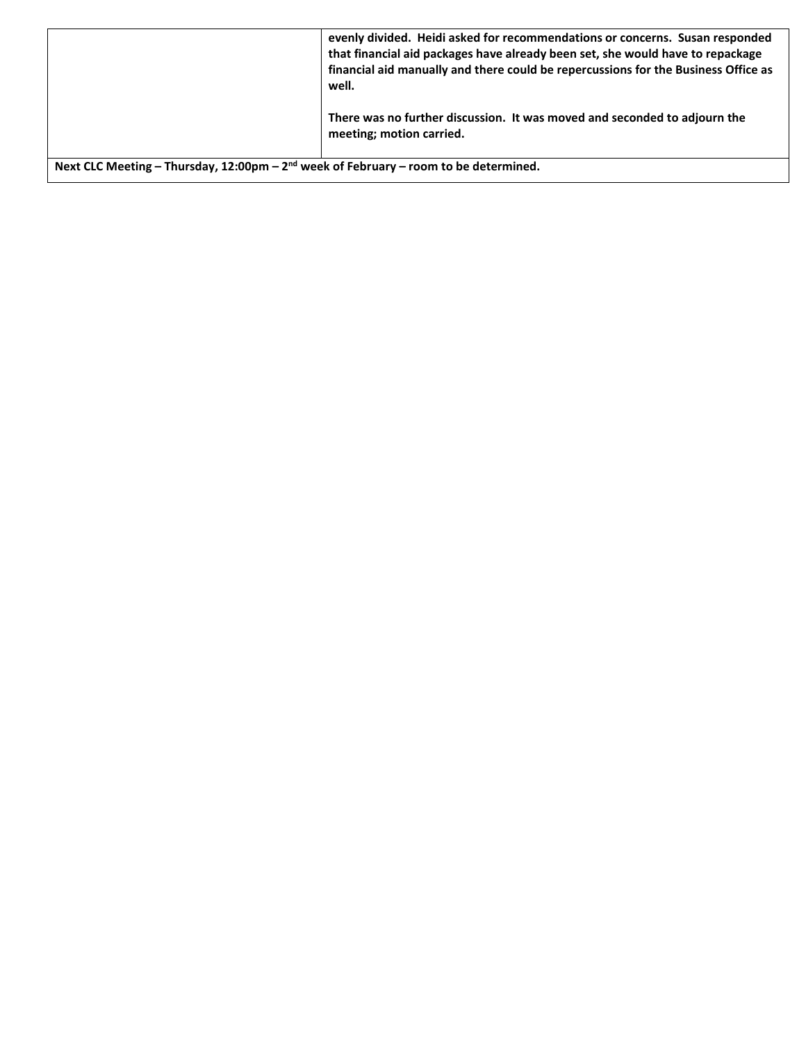|  | **evenly divided. Heidi asked for recommendations or concerns. Susan responded that financial aid packages have already been set, she would have to repackage financial aid manually and there could be repercussions for the Business Office as well.**<br><br>**There was no further discussion. It was moved and seconded to adjourn the meeting; motion carried.** |
|---|---|
| **Next CLC Meeting – Thursday, 12:00pm – 2nd week of February – room to be determined.** | |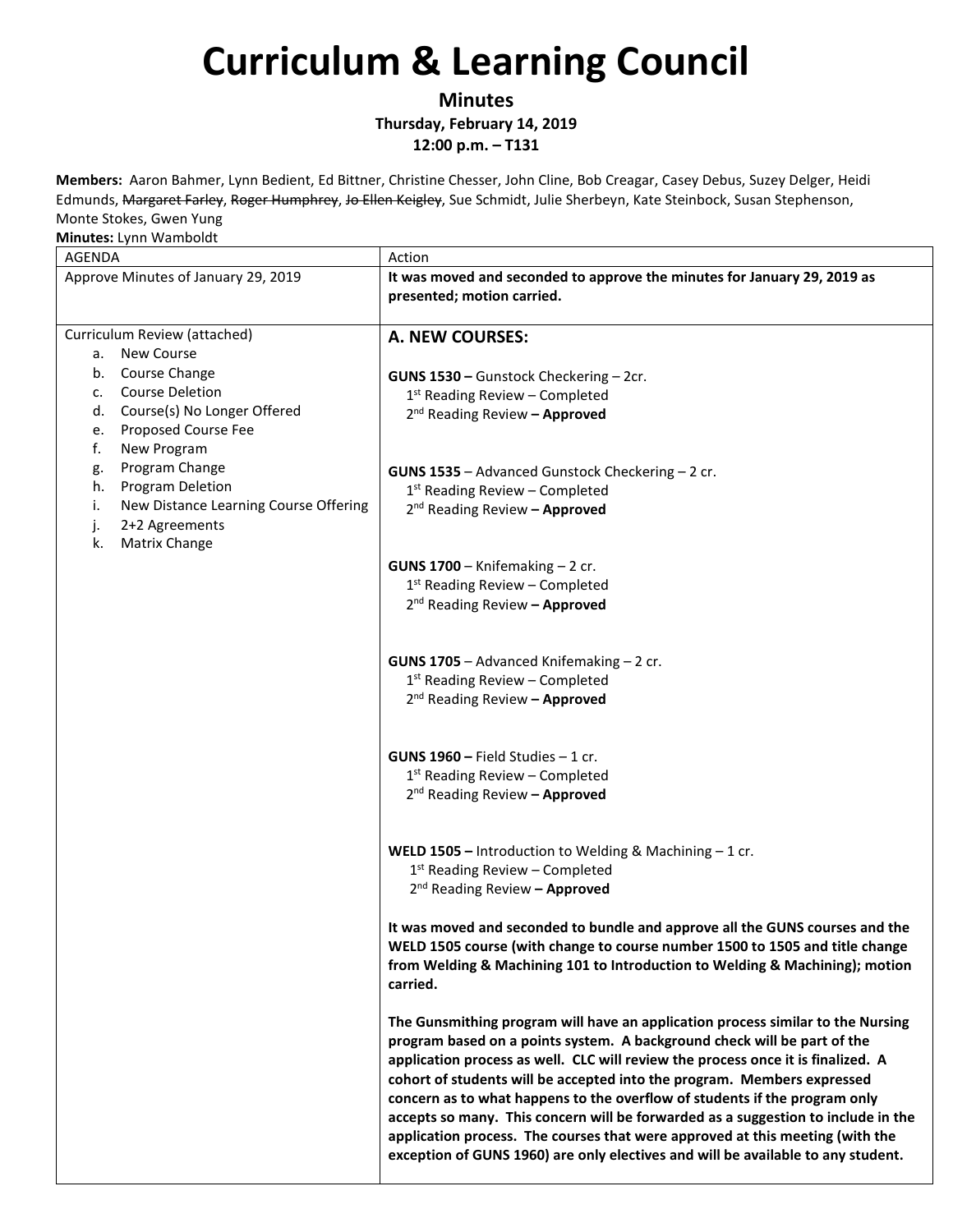# Curriculum & Learning Council

**Minutes**

**Thursday, February 14, 2019**

**12:00 p.m. – T131**

**Members:** Aaron Bahmer, Lynn Bedient, Ed Bittner, Christine Chesser, John Cline, Bob Creagar, Casey Debus, Suzey Delger, Heidi Edmunds, ~~Margaret Farley~~, ~~Roger Humphrey~~, ~~Jo Ellen Keigley~~, Sue Schmidt, Julie Sherbeyn, Kate Steinbock, Susan Stephenson, Monte Stokes, Gwen Yung

**Minutes:** Lynn Wamboldt

| AGENDA | Action |
|---|---|
| Approve Minutes of January 29, 2019 | **It was moved and seconded to approve the minutes for January 29, 2019 as presented; motion carried.** |
| Curriculum Review (attached)<br>a. New Course<br>b. Course Change<br>c. Course Deletion<br>d. Course(s) No Longer Offered<br>e. Proposed Course Fee<br>f. New Program<br>g. Program Change<br>h. Program Deletion<br>i. New Distance Learning Course Offering<br>j. 2+2 Agreements<br>k. Matrix Change | **A. NEW COURSES:**<br><br>**GUNS 1530 –** Gunstock Checkering – 2cr.<br>1st Reading Review – Completed<br>2nd Reading Review **– Approved**<br><br>**GUNS 1535** – Advanced Gunstock Checkering – 2 cr.<br>1st Reading Review – Completed<br>2nd Reading Review **– Approved**<br><br>**GUNS 1700** – Knifemaking – 2 cr.<br>1st Reading Review – Completed<br>2nd Reading Review **– Approved**<br><br>**GUNS 1705** – Advanced Knifemaking – 2 cr.<br>1st Reading Review – Completed<br>2nd Reading Review **– Approved**<br><br>**GUNS 1960 –** Field Studies – 1 cr.<br>1st Reading Review – Completed<br>2nd Reading Review **– Approved**<br><br>**WELD 1505 –** Introduction to Welding & Machining – 1 cr.<br>1st Reading Review – Completed<br>2nd Reading Review **– Approved**<br><br>**It was moved and seconded to bundle and approve all the GUNS courses and the WELD 1505 course (with change to course number 1500 to 1505 and title change from Welding & Machining 101 to Introduction to Welding & Machining); motion carried.**<br><br>**The Gunsmithing program will have an application process similar to the Nursing program based on a points system. A background check will be part of the application process as well. CLC will review the process once it is finalized. A cohort of students will be accepted into the program. Members expressed concern as to what happens to the overflow of students if the program only accepts so many. This concern will be forwarded as a suggestion to include in the application process. The courses that were approved at this meeting (with the exception of GUNS 1960) are only electives and will be available to any student.** |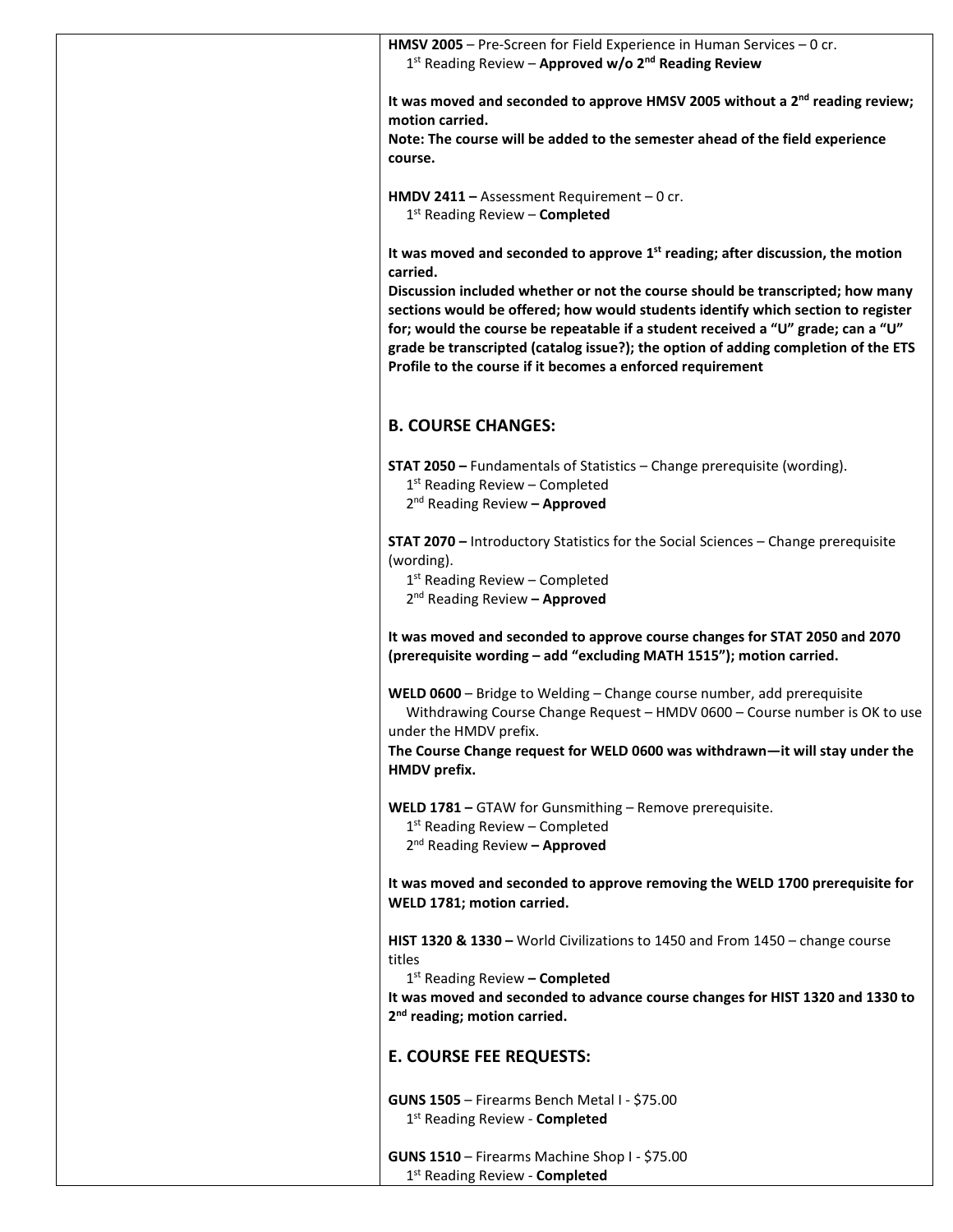**HMSV 2005** – Pre-Screen for Field Experience in Human Services – 0 cr.
1st Reading Review – **Approved w/o 2nd Reading Review**

**It was moved and seconded to approve HMSV 2005 without a 2nd reading review; motion carried.**
**Note: The course will be added to the semester ahead of the field experience course.**

**HMDV 2411 –** Assessment Requirement – 0 cr.
1st Reading Review – **Completed**

**It was moved and seconded to approve 1st reading; after discussion, the motion carried.**
**Discussion included whether or not the course should be transcripted; how many sections would be offered; how would students identify which section to register for; would the course be repeatable if a student received a "U" grade; can a "U" grade be transcripted (catalog issue?); the option of adding completion of the ETS Profile to the course if it becomes a enforced requirement**

## B. COURSE CHANGES:

**STAT 2050 –** Fundamentals of Statistics – Change prerequisite (wording).
1st Reading Review – Completed
2nd Reading Review **– Approved**

**STAT 2070 –** Introductory Statistics for the Social Sciences – Change prerequisite (wording).
1st Reading Review – Completed
2nd Reading Review **– Approved**

**It was moved and seconded to approve course changes for STAT 2050 and 2070 (prerequisite wording – add "excluding MATH 1515"); motion carried.**

**WELD 0600** – Bridge to Welding – Change course number, add prerequisite
Withdrawing Course Change Request – HMDV 0600 – Course number is OK to use under the HMDV prefix.
**The Course Change request for WELD 0600 was withdrawn—it will stay under the HMDV prefix.**

**WELD 1781 –** GTAW for Gunsmithing – Remove prerequisite.
1st Reading Review – Completed
2nd Reading Review **– Approved**

**It was moved and seconded to approve removing the WELD 1700 prerequisite for WELD 1781; motion carried.**

**HIST 1320 & 1330 –** World Civilizations to 1450 and From 1450 – change course titles
1st Reading Review **– Completed**
**It was moved and seconded to advance course changes for HIST 1320 and 1330 to 2nd reading; motion carried.**

## E. COURSE FEE REQUESTS:

**GUNS 1505** – Firearms Bench Metal I - $75.00
1st Reading Review - **Completed**

**GUNS 1510** – Firearms Machine Shop I - $75.00
1st Reading Review - **Completed**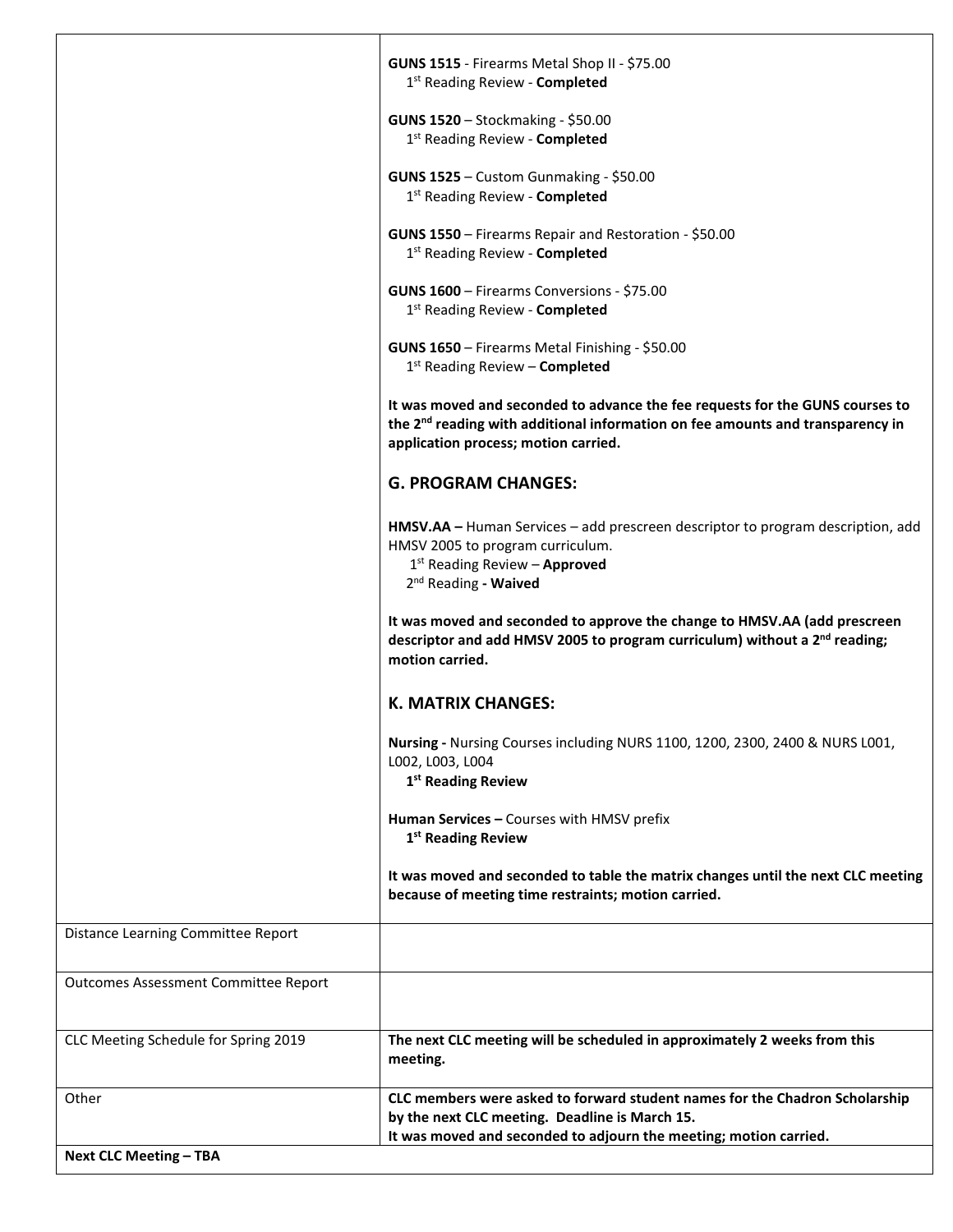| | |
|---|---|
| | **GUNS 1515** - Firearms Metal Shop II - $75.00<br>1st Reading Review - **Completed**<br><br>**GUNS 1520** – Stockmaking - $50.00<br>1st Reading Review - **Completed**<br><br>**GUNS 1525** – Custom Gunmaking - $50.00<br>1st Reading Review - **Completed**<br><br>**GUNS 1550** – Firearms Repair and Restoration - $50.00<br>1st Reading Review - **Completed**<br><br>**GUNS 1600** – Firearms Conversions - $75.00<br>1st Reading Review - **Completed**<br><br>**GUNS 1650** – Firearms Metal Finishing - $50.00<br>1st Reading Review – **Completed**<br><br>**It was moved and seconded to advance the fee requests for the GUNS courses to the 2nd reading with additional information on fee amounts and transparency in application process; motion carried.**<br><br>**G. PROGRAM CHANGES:**<br><br>**HMSV.AA –** Human Services – add prescreen descriptor to program description, add HMSV 2005 to program curriculum.<br>1st Reading Review – **Approved**<br>2nd Reading **- Waived**<br><br>**It was moved and seconded to approve the change to HMSV.AA (add prescreen descriptor and add HMSV 2005 to program curriculum) without a 2nd reading; motion carried.**<br><br>**K. MATRIX CHANGES:**<br><br>**Nursing -** Nursing Courses including NURS 1100, 1200, 2300, 2400 & NURS L001, L002, L003, L004<br>**1st Reading Review**<br><br>**Human Services –** Courses with HMSV prefix<br>**1st Reading Review**<br><br>**It was moved and seconded to table the matrix changes until the next CLC meeting because of meeting time restraints; motion carried.** |
| Distance Learning Committee Report | |
| Outcomes Assessment Committee Report | |
| CLC Meeting Schedule for Spring 2019 | **The next CLC meeting will be scheduled in approximately 2 weeks from this meeting.** |
| Other | **CLC members were asked to forward student names for the Chadron Scholarship by the next CLC meeting. Deadline is March 15.**<br>**It was moved and seconded to adjourn the meeting; motion carried.** |
| **Next CLC Meeting – TBA** | |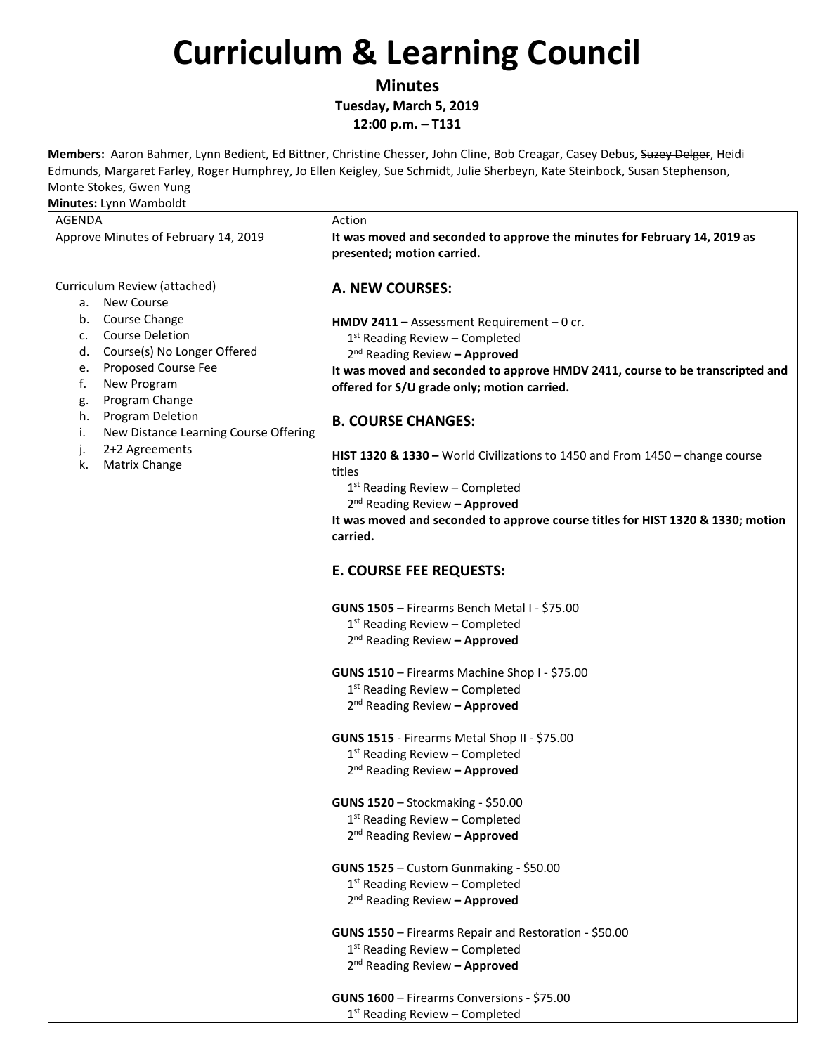# Curriculum & Learning Council

**Minutes**

**Tuesday, March 5, 2019**

**12:00 p.m. – T131**

**Members:** Aaron Bahmer, Lynn Bedient, Ed Bittner, Christine Chesser, John Cline, Bob Creagar, Casey Debus, ~~Suzey Delger~~, Heidi Edmunds, Margaret Farley, Roger Humphrey, Jo Ellen Keigley, Sue Schmidt, Julie Sherbeyn, Kate Steinbock, Susan Stephenson, Monte Stokes, Gwen Yung

**Minutes:** Lynn Wamboldt

| AGENDA | Action |
|---|---|
| Approve Minutes of February 14, 2019 | **It was moved and seconded to approve the minutes for February 14, 2019 as presented; motion carried.** |
| Curriculum Review (attached)<br>a. New Course<br>b. Course Change<br>c. Course Deletion<br>d. Course(s) No Longer Offered<br>e. Proposed Course Fee<br>f. New Program<br>g. Program Change<br>h. Program Deletion<br>i. New Distance Learning Course Offering<br>j. 2+2 Agreements<br>k. Matrix Change | **A. NEW COURSES:**<br><br>**HMDV 2411 –** Assessment Requirement – 0 cr.<br>1st Reading Review – Completed<br>2nd Reading Review **– Approved**<br>**It was moved and seconded to approve HMDV 2411, course to be transcripted and offered for S/U grade only; motion carried.**<br><br>**B. COURSE CHANGES:**<br><br>**HIST 1320 & 1330 –** World Civilizations to 1450 and From 1450 – change course titles<br>1st Reading Review – Completed<br>2nd Reading Review **– Approved**<br>**It was moved and seconded to approve course titles for HIST 1320 & 1330; motion carried.**<br><br>**E. COURSE FEE REQUESTS:**<br><br>**GUNS 1505** – Firearms Bench Metal I - $75.00<br>1st Reading Review – Completed<br>2nd Reading Review **– Approved**<br><br>**GUNS 1510** – Firearms Machine Shop I - $75.00<br>1st Reading Review – Completed<br>2nd Reading Review **– Approved**<br><br>**GUNS 1515** - Firearms Metal Shop II - $75.00<br>1st Reading Review – Completed<br>2nd Reading Review **– Approved**<br><br>**GUNS 1520** – Stockmaking - $50.00<br>1st Reading Review – Completed<br>2nd Reading Review **– Approved**<br><br>**GUNS 1525** – Custom Gunmaking - $50.00<br>1st Reading Review – Completed<br>2nd Reading Review **– Approved**<br><br>**GUNS 1550** – Firearms Repair and Restoration - $50.00<br>1st Reading Review – Completed<br>2nd Reading Review **– Approved**<br><br>**GUNS 1600** – Firearms Conversions - $75.00<br>1st Reading Review – Completed |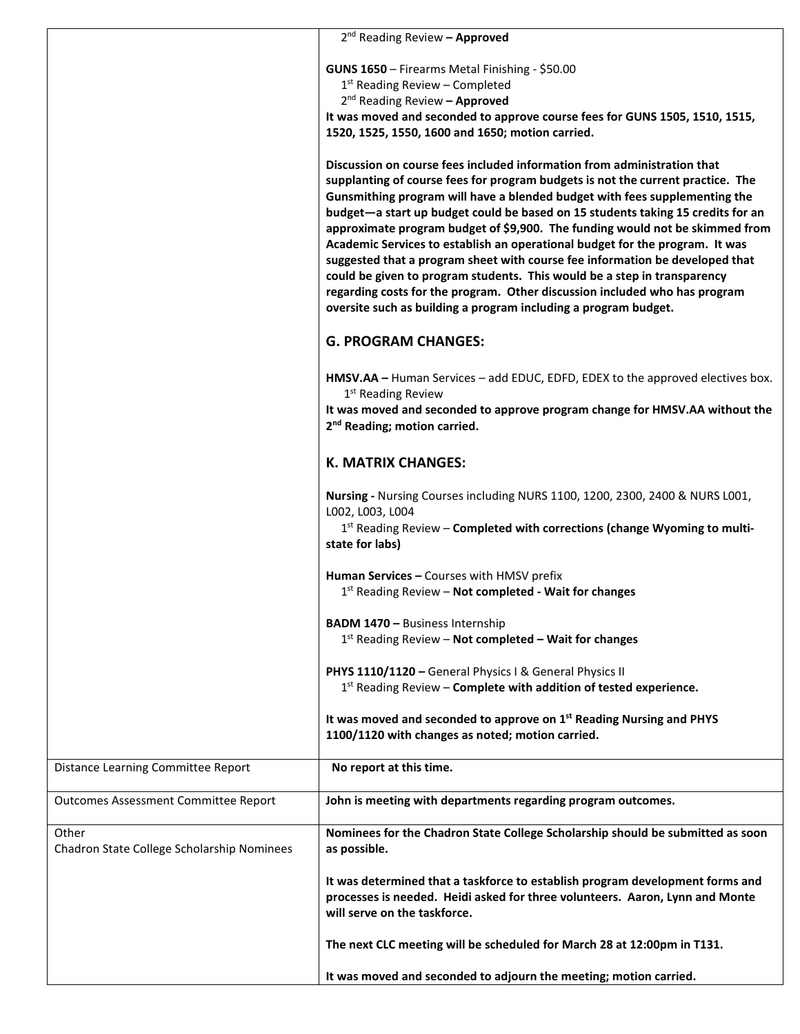| | |
|---|---|
| | 2nd Reading Review **– Approved**<br><br>**GUNS 1650** – Firearms Metal Finishing - $50.00<br>1st Reading Review – Completed<br>2nd Reading Review **– Approved**<br>**It was moved and seconded to approve course fees for GUNS 1505, 1510, 1515, 1520, 1525, 1550, 1600 and 1650; motion carried.**<br><br>**Discussion on course fees included information from administration that supplanting of course fees for program budgets is not the current practice. The Gunsmithing program will have a blended budget with fees supplementing the budget—a start up budget could be based on 15 students taking 15 credits for an approximate program budget of $9,900. The funding would not be skimmed from Academic Services to establish an operational budget for the program. It was suggested that a program sheet with course fee information be developed that could be given to program students. This would be a step in transparency regarding costs for the program. Other discussion included who has program oversite such as building a program including a program budget.**<br><br>**G. PROGRAM CHANGES:**<br><br>**HMSV.AA –** Human Services – add EDUC, EDFD, EDEX to the approved electives box.<br>1st Reading Review<br>**It was moved and seconded to approve program change for HMSV.AA without the 2nd Reading; motion carried.**<br><br>**K. MATRIX CHANGES:**<br><br>**Nursing -** Nursing Courses including NURS 1100, 1200, 2300, 2400 & NURS L001, L002, L003, L004<br>1st Reading Review – **Completed with corrections (change Wyoming to multi-state for labs)**<br><br>**Human Services –** Courses with HMSV prefix<br>1st Reading Review – **Not completed - Wait for changes**<br><br>**BADM 1470 –** Business Internship<br>1st Reading Review – **Not completed – Wait for changes**<br><br>**PHYS 1110/1120 –** General Physics I & General Physics II<br>1st Reading Review – **Complete with addition of tested experience.**<br><br>**It was moved and seconded to approve on 1st Reading Nursing and PHYS 1100/1120 with changes as noted; motion carried.** |
| Distance Learning Committee Report | **No report at this time.** |
| Outcomes Assessment Committee Report | **John is meeting with departments regarding program outcomes.** |
| Other<br>Chadron State College Scholarship Nominees | **Nominees for the Chadron State College Scholarship should be submitted as soon as possible.**<br><br>**It was determined that a taskforce to establish program development forms and processes is needed. Heidi asked for three volunteers. Aaron, Lynn and Monte will serve on the taskforce.**<br><br>**The next CLC meeting will be scheduled for March 28 at 12:00pm in T131.**<br><br>**It was moved and seconded to adjourn the meeting; motion carried.** |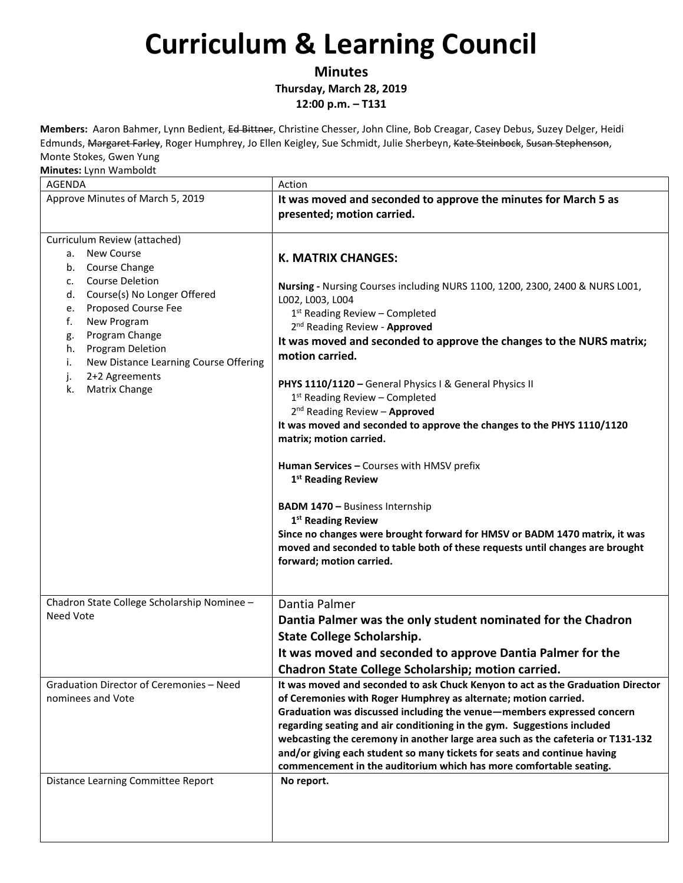# Curriculum & Learning Council

**Minutes**
**Thursday, March 28, 2019**
**12:00 p.m. – T131**

**Members:** Aaron Bahmer, Lynn Bedient, ~~Ed Bittner~~, Christine Chesser, John Cline, Bob Creagar, Casey Debus, Suzey Delger, Heidi Edmunds, ~~Margaret Farley~~, Roger Humphrey, Jo Ellen Keigley, Sue Schmidt, Julie Sherbeyn, ~~Kate Steinbock~~, ~~Susan Stephenson~~, Monte Stokes, Gwen Yung

**Minutes:** Lynn Wamboldt

| AGENDA | Action |
|---|---|
| Approve Minutes of March 5, 2019 | **It was moved and seconded to approve the minutes for March 5 as presented; motion carried.** |
| Curriculum Review (attached)<br>a. New Course<br>b. Course Change<br>c. Course Deletion<br>d. Course(s) No Longer Offered<br>e. Proposed Course Fee<br>f. New Program<br>g. Program Change<br>h. Program Deletion<br>i. New Distance Learning Course Offering<br>j. 2+2 Agreements<br>k. Matrix Change | **K. MATRIX CHANGES:**<br><br>**Nursing -** Nursing Courses including NURS 1100, 1200, 2300, 2400 & NURS L001, L002, L003, L004<br>1st Reading Review – Completed<br>2nd Reading Review - **Approved**<br>**It was moved and seconded to approve the changes to the NURS matrix; motion carried.**<br><br>**PHYS 1110/1120 –** General Physics I & General Physics II<br>1st Reading Review – Completed<br>2nd Reading Review – **Approved**<br>**It was moved and seconded to approve the changes to the PHYS 1110/1120 matrix; motion carried.**<br><br>**Human Services –** Courses with HMSV prefix<br>**1st Reading Review**<br><br>**BADM 1470 –** Business Internship<br>**1st Reading Review**<br>**Since no changes were brought forward for HMSV or BADM 1470 matrix, it was moved and seconded to table both of these requests until changes are brought forward; motion carried.** |
| Chadron State College Scholarship Nominee – Need Vote | Dantia Palmer<br>**Dantia Palmer was the only student nominated for the Chadron State College Scholarship.**<br>**It was moved and seconded to approve Dantia Palmer for the Chadron State College Scholarship; motion carried.** |
| Graduation Director of Ceremonies – Need nominees and Vote | **It was moved and seconded to ask Chuck Kenyon to act as the Graduation Director of Ceremonies with Roger Humphrey as alternate; motion carried.**<br>**Graduation was discussed including the venue—members expressed concern regarding seating and air conditioning in the gym. Suggestions included webcasting the ceremony in another large area such as the cafeteria or T131-132 and/or giving each student so many tickets for seats and continue having commencement in the auditorium which has more comfortable seating.** |
| Distance Learning Committee Report | **No report.** |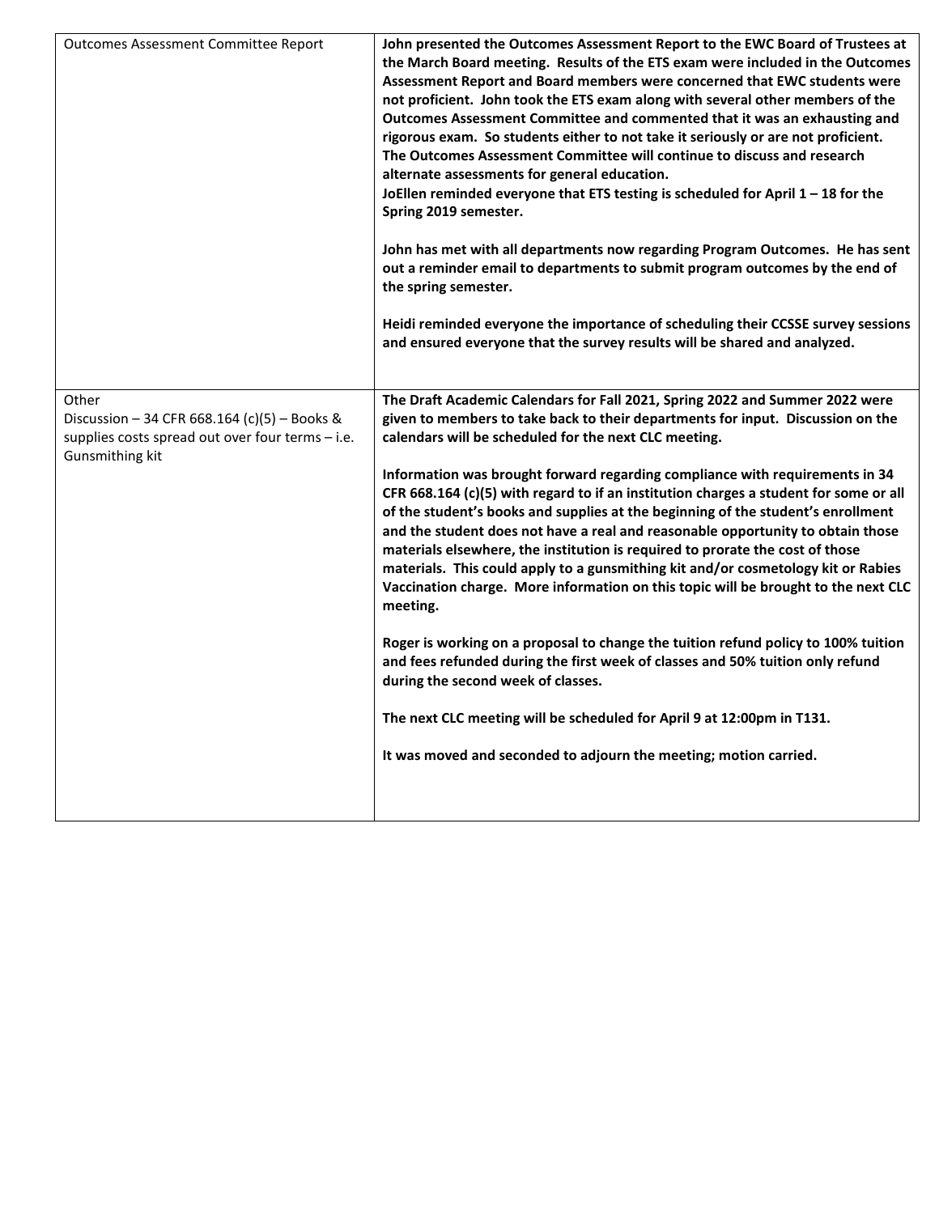| | |
|---|---|
| Outcomes Assessment Committee Report | **John presented the Outcomes Assessment Report to the EWC Board of Trustees at the March Board meeting. Results of the ETS exam were included in the Outcomes Assessment Report and Board members were concerned that EWC students were not proficient. John took the ETS exam along with several other members of the Outcomes Assessment Committee and commented that it was an exhausting and rigorous exam. So students either to not take it seriously or are not proficient. The Outcomes Assessment Committee will continue to discuss and research alternate assessments for general education.**<br>**JoEllen reminded everyone that ETS testing is scheduled for April 1 – 18 for the Spring 2019 semester.**<br><br>**John has met with all departments now regarding Program Outcomes. He has sent out a reminder email to departments to submit program outcomes by the end of the spring semester.**<br><br>**Heidi reminded everyone the importance of scheduling their CCSSE survey sessions and ensured everyone that the survey results will be shared and analyzed.** |
| Other<br>Discussion – 34 CFR 668.164 (c)(5) – Books & supplies costs spread out over four terms – i.e. Gunsmithing kit | **The Draft Academic Calendars for Fall 2021, Spring 2022 and Summer 2022 were given to members to take back to their departments for input. Discussion on the calendars will be scheduled for the next CLC meeting.**<br><br>**Information was brought forward regarding compliance with requirements in 34 CFR 668.164 (c)(5) with regard to if an institution charges a student for some or all of the student's books and supplies at the beginning of the student's enrollment and the student does not have a real and reasonable opportunity to obtain those materials elsewhere, the institution is required to prorate the cost of those materials. This could apply to a gunsmithing kit and/or cosmetology kit or Rabies Vaccination charge. More information on this topic will be brought to the next CLC meeting.**<br><br>**Roger is working on a proposal to change the tuition refund policy to 100% tuition and fees refunded during the first week of classes and 50% tuition only refund during the second week of classes.**<br><br>**The next CLC meeting will be scheduled for April 9 at 12:00pm in T131.**<br><br>**It was moved and seconded to adjourn the meeting; motion carried.** |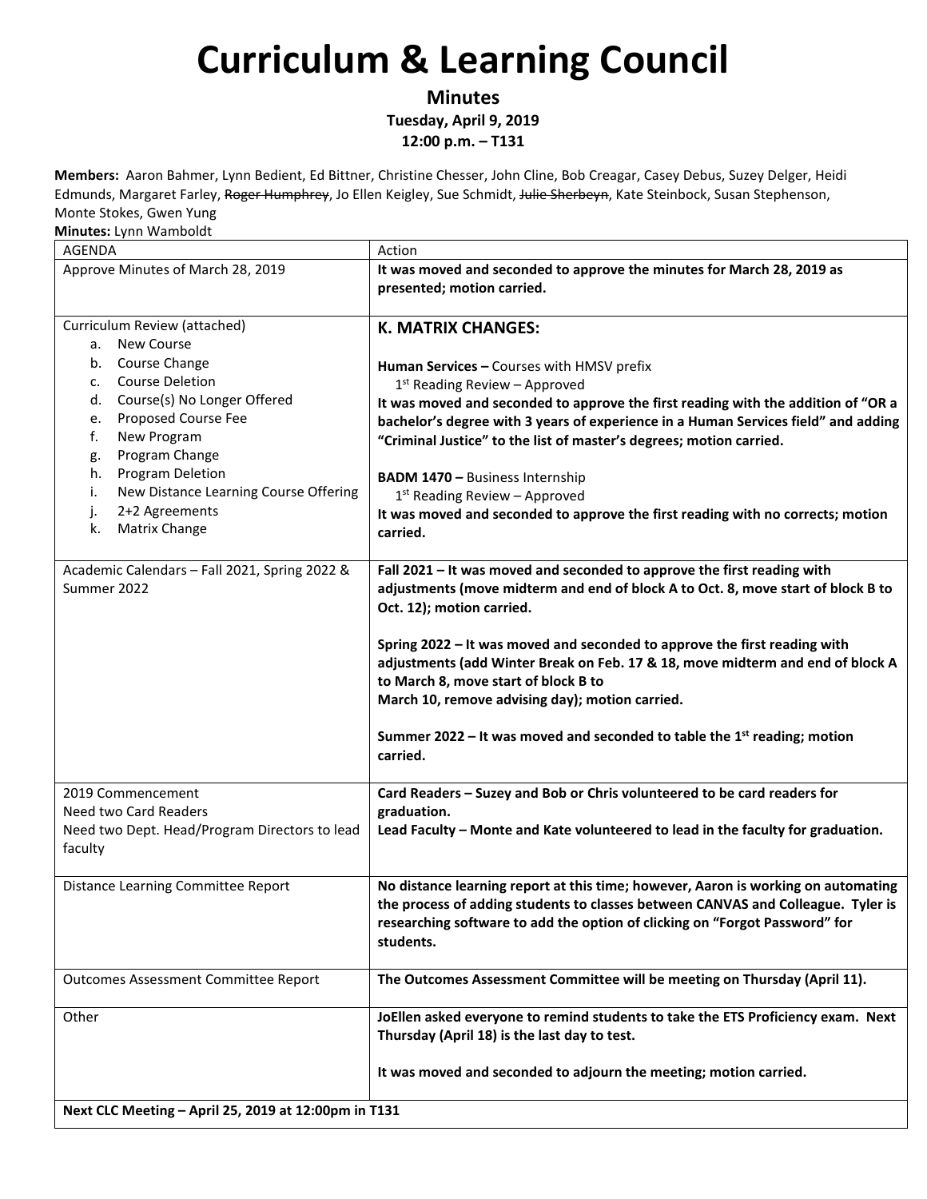# Curriculum & Learning Council

**Minutes**
**Tuesday, April 9, 2019**
**12:00 p.m. – T131**

**Members:** Aaron Bahmer, Lynn Bedient, Ed Bittner, Christine Chesser, John Cline, Bob Creagar, Casey Debus, Suzey Delger, Heidi Edmunds, Margaret Farley, ~~Roger Humphrey~~, Jo Ellen Keigley, Sue Schmidt, ~~Julie Sherbeyn~~, Kate Steinbock, Susan Stephenson, Monte Stokes, Gwen Yung
**Minutes:** Lynn Wamboldt

| AGENDA | Action |
|---|---|
| Approve Minutes of March 28, 2019 | **It was moved and seconded to approve the minutes for March 28, 2019 as presented; motion carried.** |
| Curriculum Review (attached)<br>a. New Course<br>b. Course Change<br>c. Course Deletion<br>d. Course(s) No Longer Offered<br>e. Proposed Course Fee<br>f. New Program<br>g. Program Change<br>h. Program Deletion<br>i. New Distance Learning Course Offering<br>j. 2+2 Agreements<br>k. Matrix Change | **K. MATRIX CHANGES:**<br><br>**Human Services –** Courses with HMSV prefix<br>1st Reading Review – Approved<br>**It was moved and seconded to approve the first reading with the addition of "OR a bachelor's degree with 3 years of experience in a Human Services field" and adding "Criminal Justice" to the list of master's degrees; motion carried.**<br><br>**BADM 1470 –** Business Internship<br>1st Reading Review – Approved<br>**It was moved and seconded to approve the first reading with no corrects; motion carried.** |
| Academic Calendars – Fall 2021, Spring 2022 & Summer 2022 | **Fall 2021 – It was moved and seconded to approve the first reading with adjustments (move midterm and end of block A to Oct. 8, move start of block B to Oct. 12); motion carried.**<br><br>**Spring 2022 – It was moved and seconded to approve the first reading with adjustments (add Winter Break on Feb. 17 & 18, move midterm and end of block A to March 8, move start of block B to March 10, remove advising day); motion carried.**<br><br>**Summer 2022 – It was moved and seconded to table the 1st reading; motion carried.** |
| 2019 Commencement<br>Need two Card Readers<br>Need two Dept. Head/Program Directors to lead faculty | **Card Readers – Suzey and Bob or Chris volunteered to be card readers for graduation.**<br>**Lead Faculty – Monte and Kate volunteered to lead in the faculty for graduation.** |
| Distance Learning Committee Report | **No distance learning report at this time; however, Aaron is working on automating the process of adding students to classes between CANVAS and Colleague. Tyler is researching software to add the option of clicking on "Forgot Password" for students.** |
| Outcomes Assessment Committee Report | **The Outcomes Assessment Committee will be meeting on Thursday (April 11).** |
| Other | **JoEllen asked everyone to remind students to take the ETS Proficiency exam. Next Thursday (April 18) is the last day to test.**<br><br>**It was moved and seconded to adjourn the meeting; motion carried.** |
| **Next CLC Meeting – April 25, 2019 at 12:00pm in T131** | |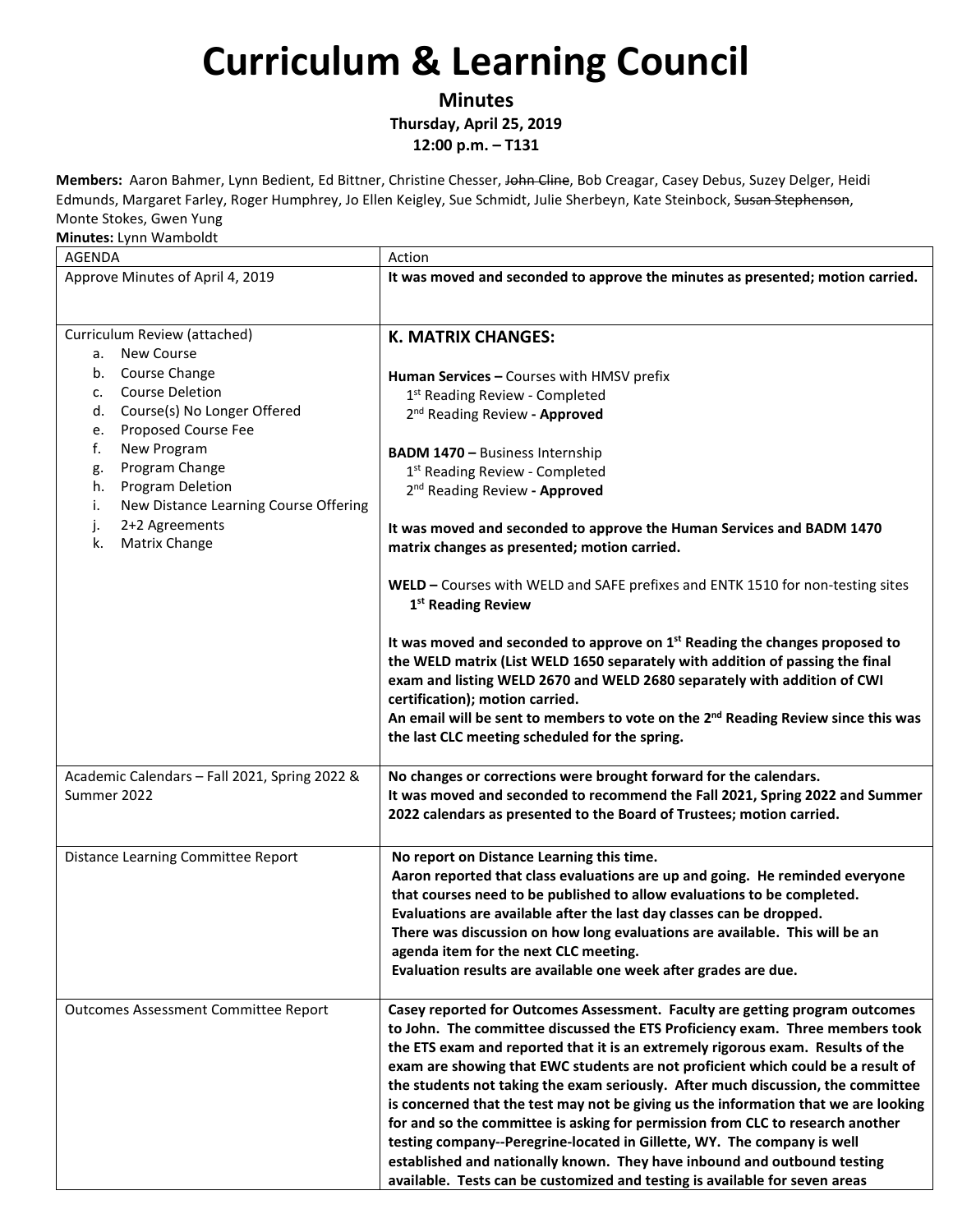# Curriculum & Learning Council

**Minutes**
**Thursday, April 25, 2019**
**12:00 p.m. – T131**

**Members:** Aaron Bahmer, Lynn Bedient, Ed Bittner, Christine Chesser, ~~John Cline~~, Bob Creagar, Casey Debus, Suzey Delger, Heidi Edmunds, Margaret Farley, Roger Humphrey, Jo Ellen Keigley, Sue Schmidt, Julie Sherbeyn, Kate Steinbock, ~~Susan Stephenson~~, Monte Stokes, Gwen Yung

**Minutes:** Lynn Wamboldt

| AGENDA | Action |
|---|---|
| Approve Minutes of April 4, 2019 | **It was moved and seconded to approve the minutes as presented; motion carried.** |
| Curriculum Review (attached)<br>a. New Course<br>b. Course Change<br>c. Course Deletion<br>d. Course(s) No Longer Offered<br>e. Proposed Course Fee<br>f. New Program<br>g. Program Change<br>h. Program Deletion<br>i. New Distance Learning Course Offering<br>j. 2+2 Agreements<br>k. Matrix Change | **K. MATRIX CHANGES:**<br><br>**Human Services –** Courses with HMSV prefix<br>1st Reading Review - Completed<br>2nd Reading Review **- Approved**<br><br>**BADM 1470 –** Business Internship<br>1st Reading Review - Completed<br>2nd Reading Review **- Approved**<br><br>**It was moved and seconded to approve the Human Services and BADM 1470 matrix changes as presented; motion carried.**<br><br>**WELD –** Courses with WELD and SAFE prefixes and ENTK 1510 for non-testing sites<br>**1st Reading Review**<br><br>**It was moved and seconded to approve on 1st Reading the changes proposed to the WELD matrix (List WELD 1650 separately with addition of passing the final exam and listing WELD 2670 and WELD 2680 separately with addition of CWI certification); motion carried.**<br>**An email will be sent to members to vote on the 2nd Reading Review since this was the last CLC meeting scheduled for the spring.** |
| Academic Calendars – Fall 2021, Spring 2022 & Summer 2022 | **No changes or corrections were brought forward for the calendars.**<br>**It was moved and seconded to recommend the Fall 2021, Spring 2022 and Summer 2022 calendars as presented to the Board of Trustees; motion carried.** |
| Distance Learning Committee Report | **No report on Distance Learning this time.**<br>**Aaron reported that class evaluations are up and going. He reminded everyone that courses need to be published to allow evaluations to be completed. Evaluations are available after the last day classes can be dropped.**<br>**There was discussion on how long evaluations are available. This will be an agenda item for the next CLC meeting.**<br>**Evaluation results are available one week after grades are due.** |
| Outcomes Assessment Committee Report | **Casey reported for Outcomes Assessment. Faculty are getting program outcomes to John. The committee discussed the ETS Proficiency exam. Three members took the ETS exam and reported that it is an extremely rigorous exam. Results of the exam are showing that EWC students are not proficient which could be a result of the students not taking the exam seriously. After much discussion, the committee is concerned that the test may not be giving us the information that we are looking for and so the committee is asking for permission from CLC to research another testing company--Peregrine-located in Gillette, WY. The company is well established and nationally known. They have inbound and outbound testing available. Tests can be customized and testing is available for seven areas** |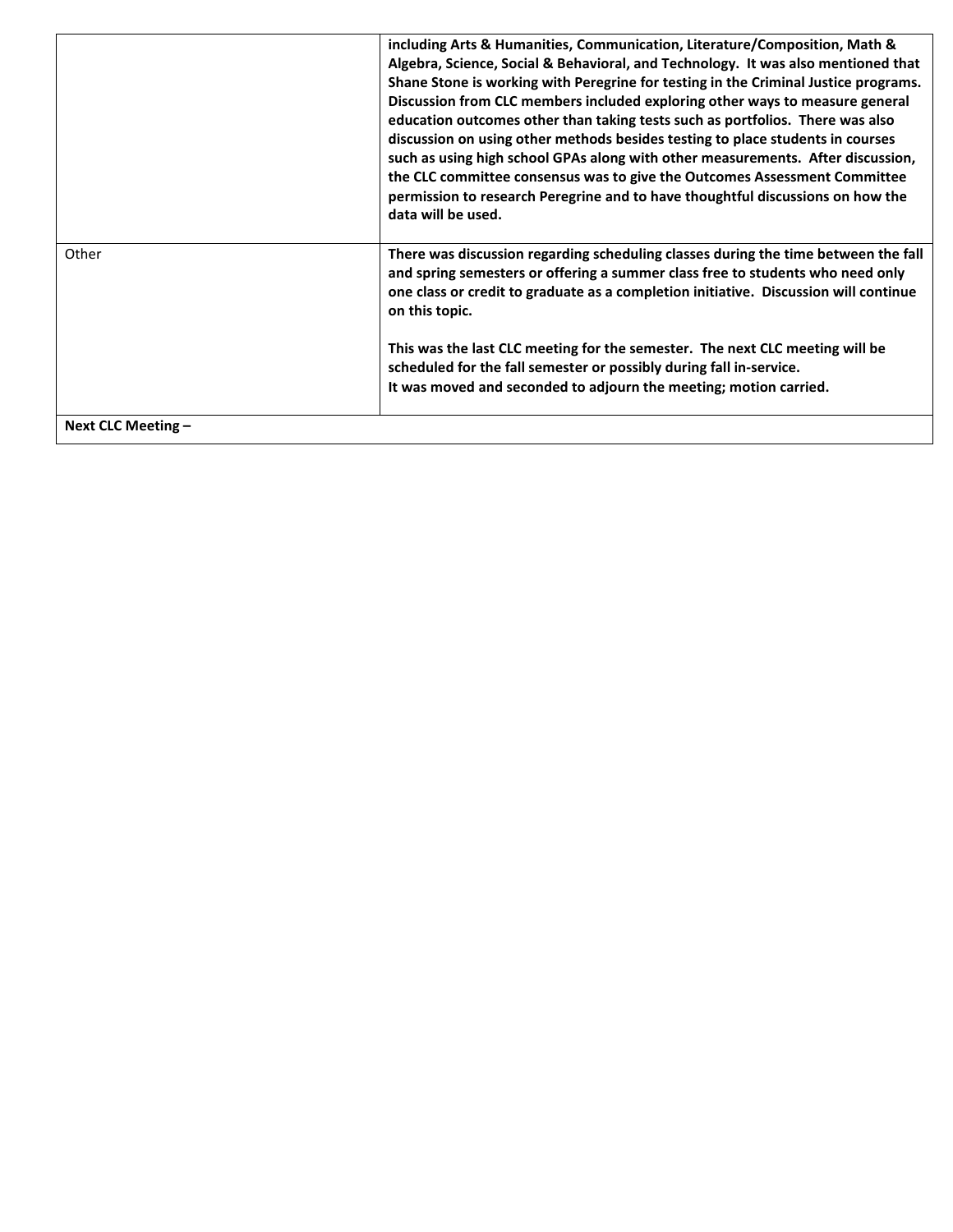| | |
|---|---|
| | **including Arts & Humanities, Communication, Literature/Composition, Math & Algebra, Science, Social & Behavioral, and Technology. It was also mentioned that Shane Stone is working with Peregrine for testing in the Criminal Justice programs. Discussion from CLC members included exploring other ways to measure general education outcomes other than taking tests such as portfolios. There was also discussion on using other methods besides testing to place students in courses such as using high school GPAs along with other measurements. After discussion, the CLC committee consensus was to give the Outcomes Assessment Committee permission to research Peregrine and to have thoughtful discussions on how the data will be used.** |
| Other | **There was discussion regarding scheduling classes during the time between the fall and spring semesters or offering a summer class free to students who need only one class or credit to graduate as a completion initiative. Discussion will continue on this topic.**<br><br>**This was the last CLC meeting for the semester. The next CLC meeting will be scheduled for the fall semester or possibly during fall in-service.**<br>**It was moved and seconded to adjourn the meeting; motion carried.** |
| **Next CLC Meeting –** | |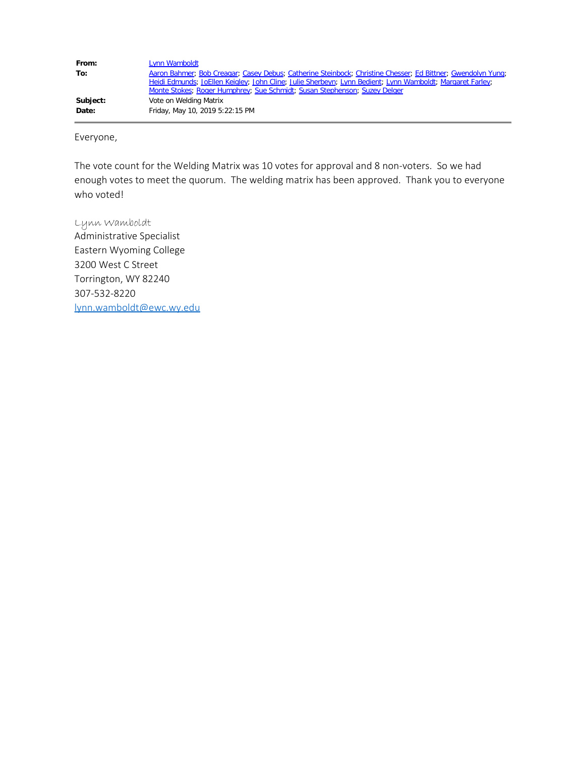| | |
|---|---|
| **From:** | Lynn Wamboldt |
| **To:** | Aaron Bahmer; Bob Creagar; Casey Debus; Catherine Steinbock; Christine Chesser; Ed Bittner; Gwendolyn Yung; Heidi Edmunds; JoEllen Keigley; John Cline; Julie Sherbeyn; Lynn Bedient; Lynn Wamboldt; Margaret Farley; Monte Stokes; Roger Humphrey; Sue Schmidt; Susan Stephenson; Suzey Delger |
| **Subject:** | Vote on Welding Matrix |
| **Date:** | Friday, May 10, 2019 5:22:15 PM |

Everyone,

The vote count for the Welding Matrix was 10 votes for approval and 8 non-voters. So we had enough votes to meet the quorum. The welding matrix has been approved. Thank you to everyone who voted!

*Lynn Wamboldt*
Administrative Specialist
Eastern Wyoming College
3200 West C Street
Torrington, WY 82240
307-532-8220
lynn.wamboldt@ewc.wy.edu